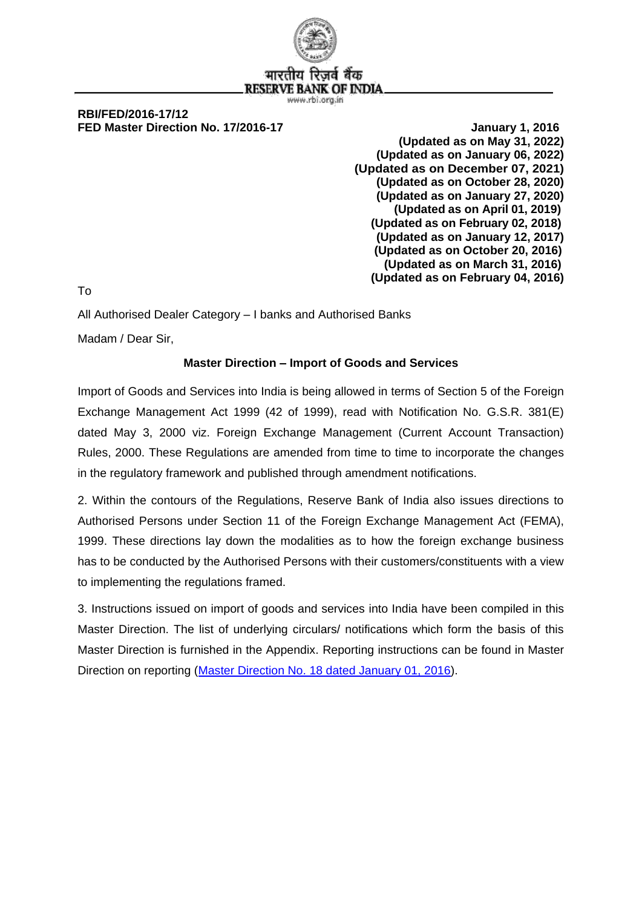भारतीय रिज़र्व बैंक
RESERVE BANK OF INDIA
www.rbi.org.in

**RBI/FED/2016-17/12**
**FED Master Direction No. 17/2016-17**

**January 1, 2016**
**(Updated as on May 31, 2022)**
**(Updated as on January 06, 2022)**
**(Updated as on December 07, 2021)**
**(Updated as on October 28, 2020)**
**(Updated as on January 27, 2020)**
**(Updated as on April 01, 2019)**
**(Updated as on February 02, 2018)**
**(Updated as on January 12, 2017)**
**(Updated as on October 20, 2016)**
**(Updated as on March 31, 2016)**
**(Updated as on February 04, 2016)**

To

All Authorised Dealer Category – I banks and Authorised Banks

Madam / Dear Sir,

**Master Direction – Import of Goods and Services**

Import of Goods and Services into India is being allowed in terms of Section 5 of the Foreign Exchange Management Act 1999 (42 of 1999), read with Notification No. G.S.R. 381(E) dated May 3, 2000 viz. Foreign Exchange Management (Current Account Transaction) Rules, 2000. These Regulations are amended from time to time to incorporate the changes in the regulatory framework and published through amendment notifications.

2. Within the contours of the Regulations, Reserve Bank of India also issues directions to Authorised Persons under Section 11 of the Foreign Exchange Management Act (FEMA), 1999. These directions lay down the modalities as to how the foreign exchange business has to be conducted by the Authorised Persons with their customers/constituents with a view to implementing the regulations framed.

3. Instructions issued on import of goods and services into India have been compiled in this Master Direction. The list of underlying circulars/ notifications which form the basis of this Master Direction is furnished in the Appendix. Reporting instructions can be found in Master Direction on reporting (Master Direction No. 18 dated January 01, 2016).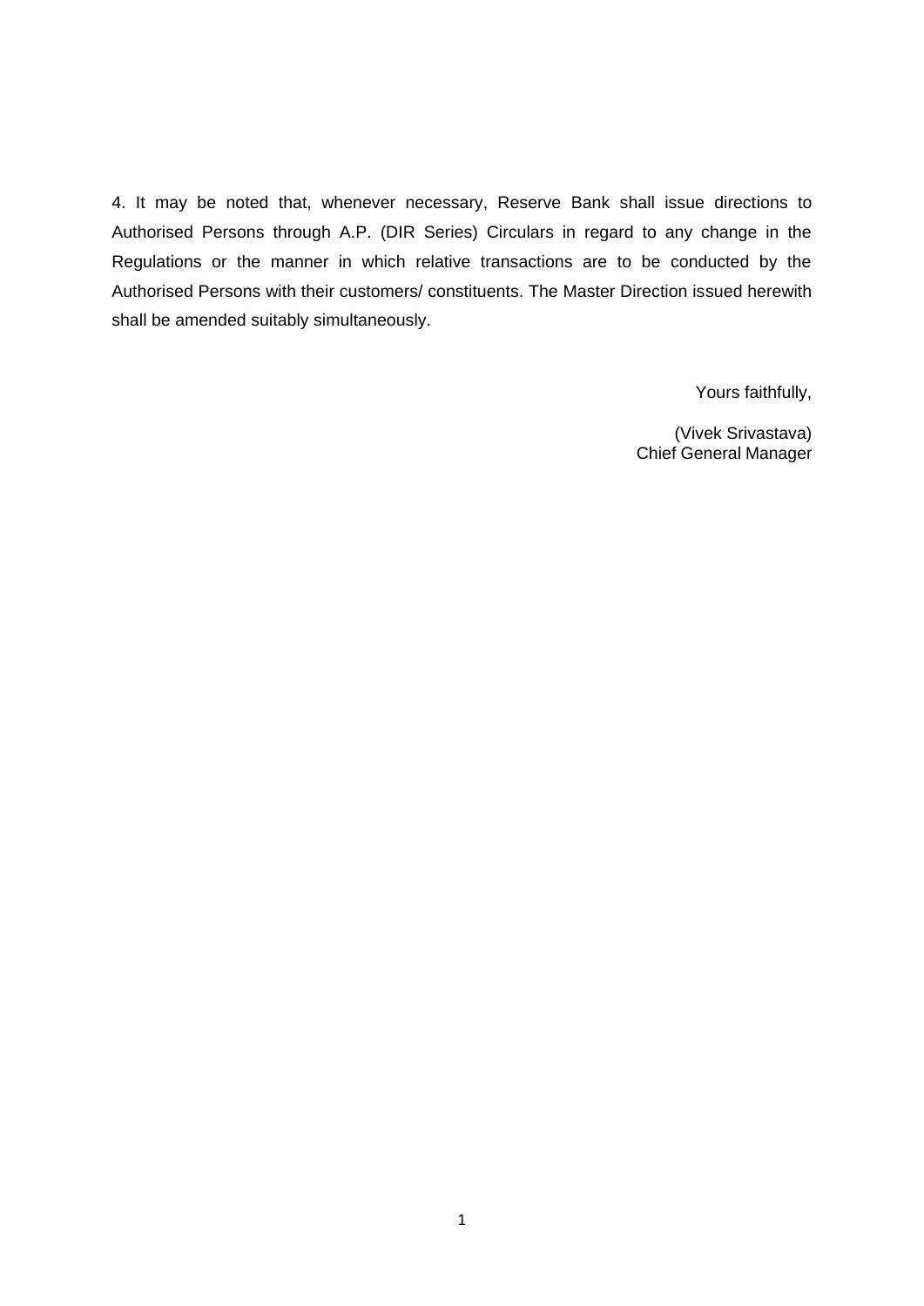4. It may be noted that, whenever necessary, Reserve Bank shall issue directions to Authorised Persons through A.P. (DIR Series) Circulars in regard to any change in the Regulations or the manner in which relative transactions are to be conducted by the Authorised Persons with their customers/ constituents. The Master Direction issued herewith shall be amended suitably simultaneously.

Yours faithfully,

(Vivek Srivastava)
Chief General Manager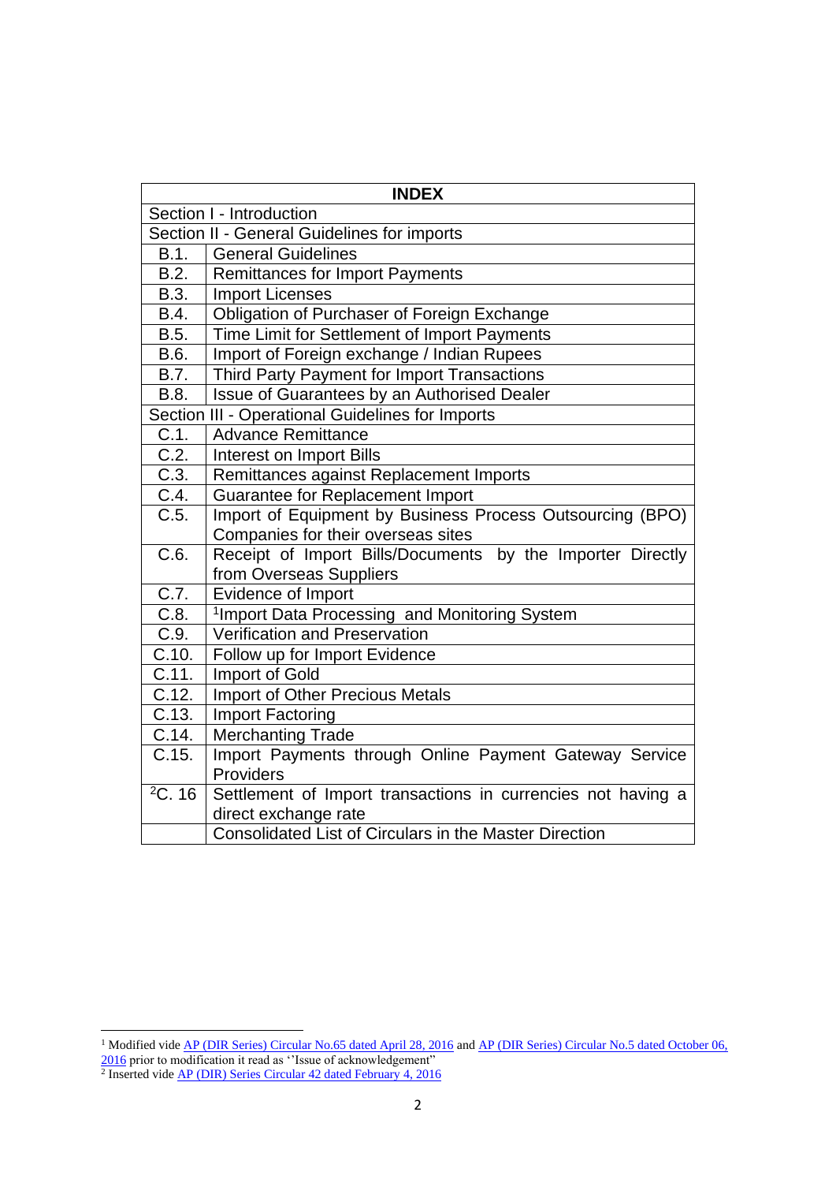| INDEX | |
|---|---|
| Section I - Introduction | |
| Section II - General Guidelines for imports | |
| B.1. | General Guidelines |
| B.2. | Remittances for Import Payments |
| B.3. | Import Licenses |
| B.4. | Obligation of Purchaser of Foreign Exchange |
| B.5. | Time Limit for Settlement of Import Payments |
| B.6. | Import of Foreign exchange / Indian Rupees |
| B.7. | Third Party Payment for Import Transactions |
| B.8. | Issue of Guarantees by an Authorised Dealer |
| Section III - Operational Guidelines for Imports | |
| C.1. | Advance Remittance |
| C.2. | Interest on Import Bills |
| C.3. | Remittances against Replacement Imports |
| C.4. | Guarantee for Replacement Import |
| C.5. | Import of Equipment by Business Process Outsourcing (BPO) Companies for their overseas sites |
| C.6. | Receipt of Import Bills/Documents by the Importer Directly from Overseas Suppliers |
| C.7. | Evidence of Import |
| C.8. | [1]Import Data Processing and Monitoring System |
| C.9. | Verification and Preservation |
| C.10. | Follow up for Import Evidence |
| C.11. | Import of Gold |
| C.12. | Import of Other Precious Metals |
| C.13. | Import Factoring |
| C.14. | Merchanting Trade |
| C.15. | Import Payments through Online Payment Gateway Service Providers |
| [2]C. 16 | Settlement of Import transactions in currencies not having a direct exchange rate |
| | Consolidated List of Circulars in the Master Direction |

---

[1] Modified vide AP (DIR Series) Circular No.65 dated April 28, 2016 and AP (DIR Series) Circular No.5 dated October 06, 2016 prior to modification it read as ''Issue of acknowledgement"

[2] Inserted vide AP (DIR) Series Circular 42 dated February 4, 2016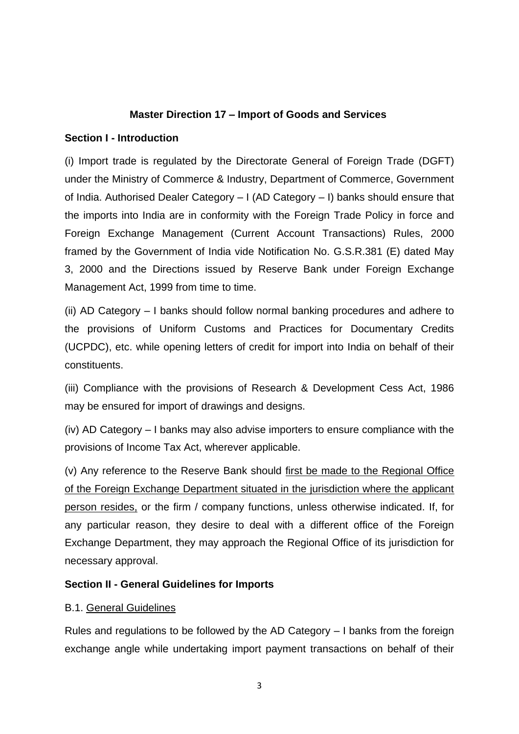**Master Direction 17 – Import of Goods and Services**

**Section I - Introduction**

(i) Import trade is regulated by the Directorate General of Foreign Trade (DGFT) under the Ministry of Commerce & Industry, Department of Commerce, Government of India. Authorised Dealer Category – I (AD Category – I) banks should ensure that the imports into India are in conformity with the Foreign Trade Policy in force and Foreign Exchange Management (Current Account Transactions) Rules, 2000 framed by the Government of India vide Notification No. G.S.R.381 (E) dated May 3, 2000 and the Directions issued by Reserve Bank under Foreign Exchange Management Act, 1999 from time to time.

(ii) AD Category – I banks should follow normal banking procedures and adhere to the provisions of Uniform Customs and Practices for Documentary Credits (UCPDC), etc. while opening letters of credit for import into India on behalf of their constituents.

(iii) Compliance with the provisions of Research & Development Cess Act, 1986 may be ensured for import of drawings and designs.

(iv) AD Category – I banks may also advise importers to ensure compliance with the provisions of Income Tax Act, wherever applicable.

(v) Any reference to the Reserve Bank should first be made to the Regional Office of the Foreign Exchange Department situated in the jurisdiction where the applicant person resides, or the firm / company functions, unless otherwise indicated. If, for any particular reason, they desire to deal with a different office of the Foreign Exchange Department, they may approach the Regional Office of its jurisdiction for necessary approval.

**Section II - General Guidelines for Imports**

B.1. General Guidelines

Rules and regulations to be followed by the AD Category – I banks from the foreign exchange angle while undertaking import payment transactions on behalf of their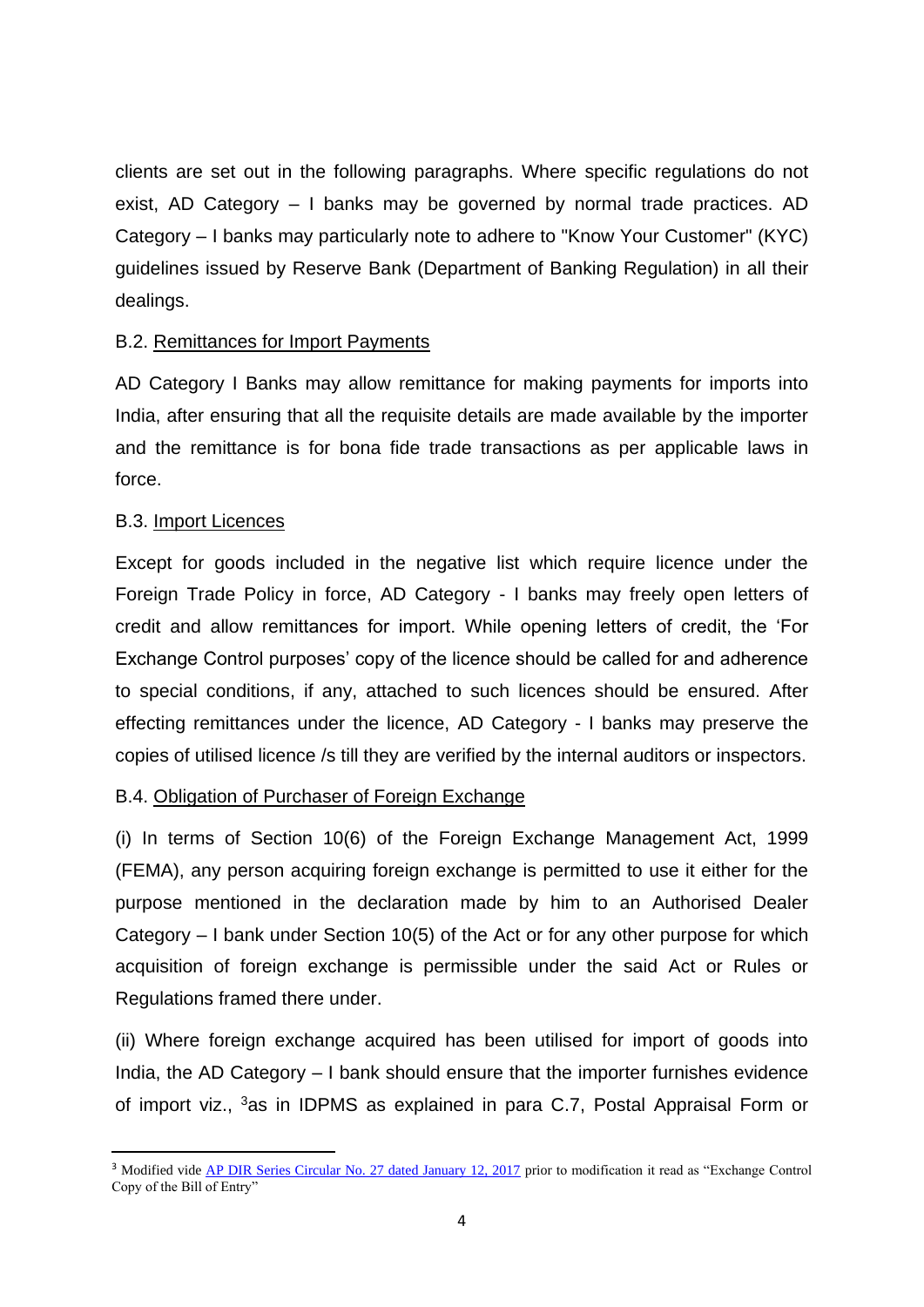clients are set out in the following paragraphs. Where specific regulations do not exist, AD Category – I banks may be governed by normal trade practices. AD Category – I banks may particularly note to adhere to "Know Your Customer" (KYC) guidelines issued by Reserve Bank (Department of Banking Regulation) in all their dealings.

B.2. Remittances for Import Payments

AD Category I Banks may allow remittance for making payments for imports into India, after ensuring that all the requisite details are made available by the importer and the remittance is for bona fide trade transactions as per applicable laws in force.

B.3. Import Licences

Except for goods included in the negative list which require licence under the Foreign Trade Policy in force, AD Category - I banks may freely open letters of credit and allow remittances for import. While opening letters of credit, the 'For Exchange Control purposes' copy of the licence should be called for and adherence to special conditions, if any, attached to such licences should be ensured. After effecting remittances under the licence, AD Category - I banks may preserve the copies of utilised licence /s till they are verified by the internal auditors or inspectors.

B.4. Obligation of Purchaser of Foreign Exchange

(i) In terms of Section 10(6) of the Foreign Exchange Management Act, 1999 (FEMA), any person acquiring foreign exchange is permitted to use it either for the purpose mentioned in the declaration made by him to an Authorised Dealer Category – I bank under Section 10(5) of the Act or for any other purpose for which acquisition of foreign exchange is permissible under the said Act or Rules or Regulations framed there under.

(ii) Where foreign exchange acquired has been utilised for import of goods into India, the AD Category – I bank should ensure that the importer furnishes evidence of import viz., [3]as in IDPMS as explained in para C.7, Postal Appraisal Form or

---

[3] Modified vide AP DIR Series Circular No. 27 dated January 12, 2017 prior to modification it read as "Exchange Control Copy of the Bill of Entry"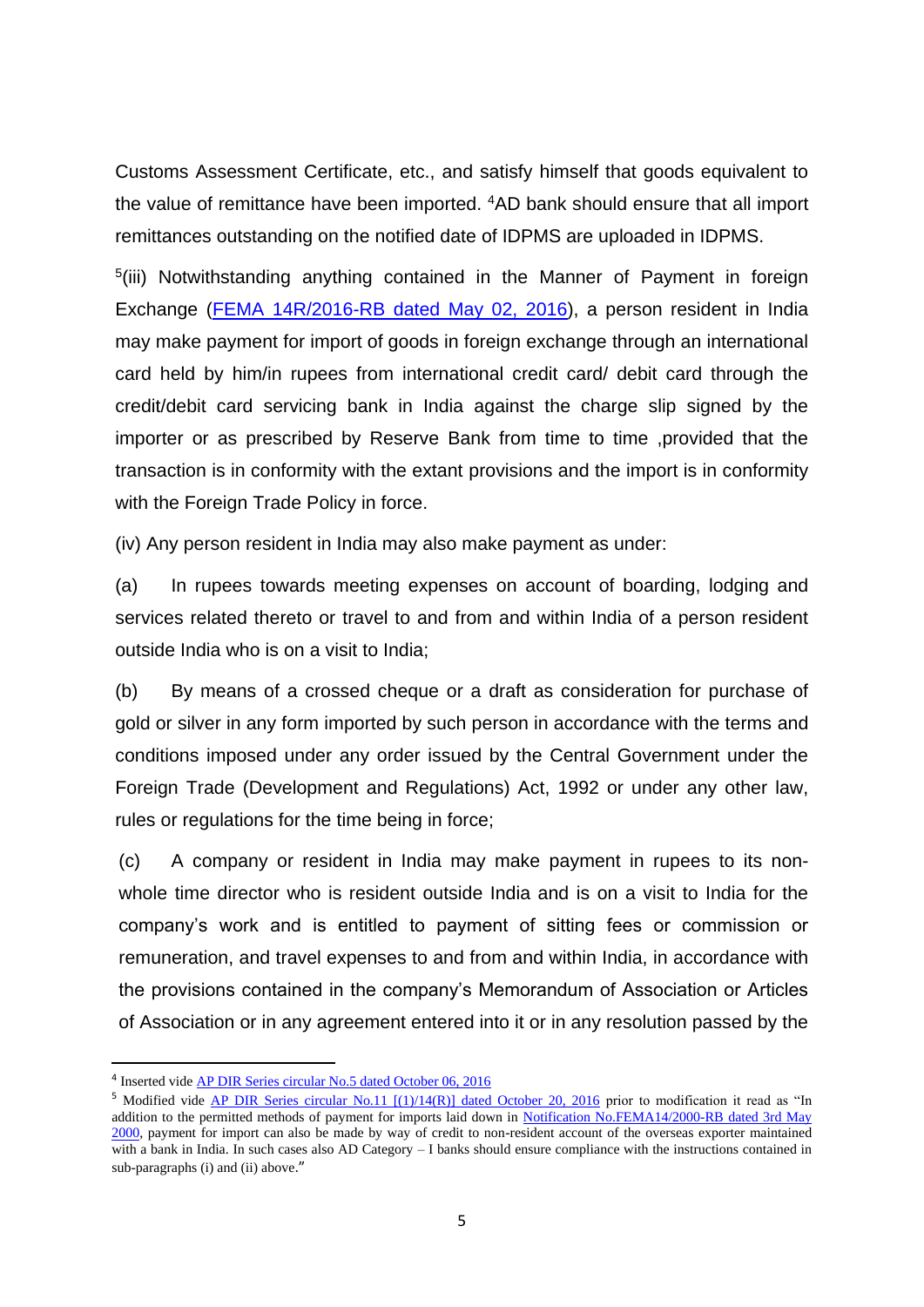Customs Assessment Certificate, etc., and satisfy himself that goods equivalent to the value of remittance have been imported. [4]AD bank should ensure that all import remittances outstanding on the notified date of IDPMS are uploaded in IDPMS.

[5](iii) Notwithstanding anything contained in the Manner of Payment in foreign Exchange (FEMA 14R/2016-RB dated May 02, 2016), a person resident in India may make payment for import of goods in foreign exchange through an international card held by him/in rupees from international credit card/ debit card through the credit/debit card servicing bank in India against the charge slip signed by the importer or as prescribed by Reserve Bank from time to time ,provided that the transaction is in conformity with the extant provisions and the import is in conformity with the Foreign Trade Policy in force.

(iv) Any person resident in India may also make payment as under:

(a) In rupees towards meeting expenses on account of boarding, lodging and services related thereto or travel to and from and within India of a person resident outside India who is on a visit to India;

(b) By means of a crossed cheque or a draft as consideration for purchase of gold or silver in any form imported by such person in accordance with the terms and conditions imposed under any order issued by the Central Government under the Foreign Trade (Development and Regulations) Act, 1992 or under any other law, rules or regulations for the time being in force;

(c) A company or resident in India may make payment in rupees to its non-whole time director who is resident outside India and is on a visit to India for the company's work and is entitled to payment of sitting fees or commission or remuneration, and travel expenses to and from and within India, in accordance with the provisions contained in the company's Memorandum of Association or Articles of Association or in any agreement entered into it or in any resolution passed by the

---

[4] Inserted vide AP DIR Series circular No.5 dated October 06, 2016

[5] Modified vide AP DIR Series circular No.11 [(1)/14(R)] dated October 20, 2016 prior to modification it read as "In addition to the permitted methods of payment for imports laid down in Notification No.FEMA14/2000-RB dated 3rd May 2000, payment for import can also be made by way of credit to non-resident account of the overseas exporter maintained with a bank in India. In such cases also AD Category – I banks should ensure compliance with the instructions contained in sub-paragraphs (i) and (ii) above."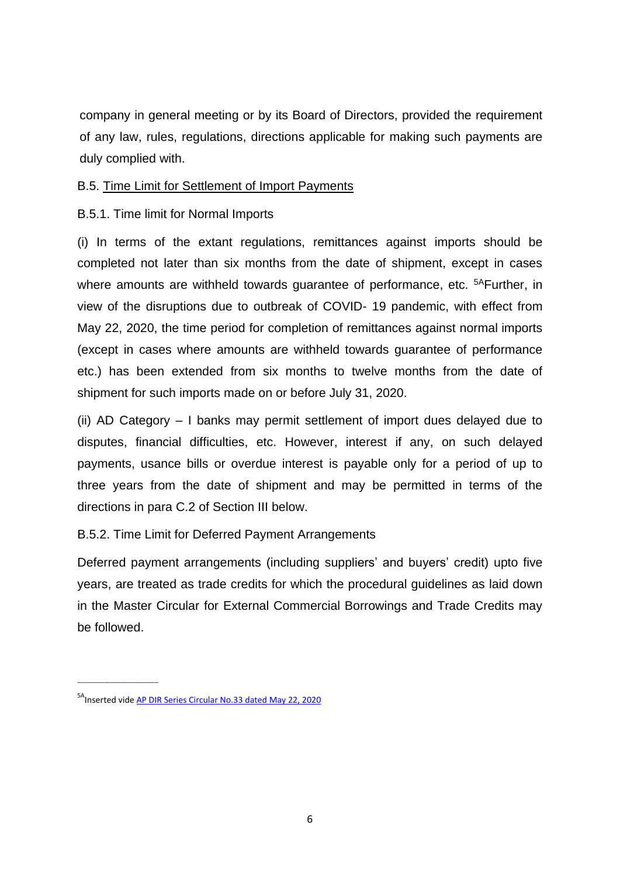company in general meeting or by its Board of Directors, provided the requirement of any law, rules, regulations, directions applicable for making such payments are duly complied with.

B.5. <u>Time Limit for Settlement of Import Payments</u>

B.5.1. Time limit for Normal Imports

(i) In terms of the extant regulations, remittances against imports should be completed not later than six months from the date of shipment, except in cases where amounts are withheld towards guarantee of performance, etc. [5A]Further, in view of the disruptions due to outbreak of COVID- 19 pandemic, with effect from May 22, 2020, the time period for completion of remittances against normal imports (except in cases where amounts are withheld towards guarantee of performance etc.) has been extended from six months to twelve months from the date of shipment for such imports made on or before July 31, 2020.

(ii) AD Category – I banks may permit settlement of import dues delayed due to disputes, financial difficulties, etc. However, interest if any, on such delayed payments, usance bills or overdue interest is payable only for a period of up to three years from the date of shipment and may be permitted in terms of the directions in para C.2 of Section III below.

B.5.2. Time Limit for Deferred Payment Arrangements

Deferred payment arrangements (including suppliers' and buyers' credit) upto five years, are treated as trade credits for which the procedural guidelines as laid down in the Master Circular for External Commercial Borrowings and Trade Credits may be followed.

---

[5A]Inserted vide AP DIR Series Circular No.33 dated May 22, 2020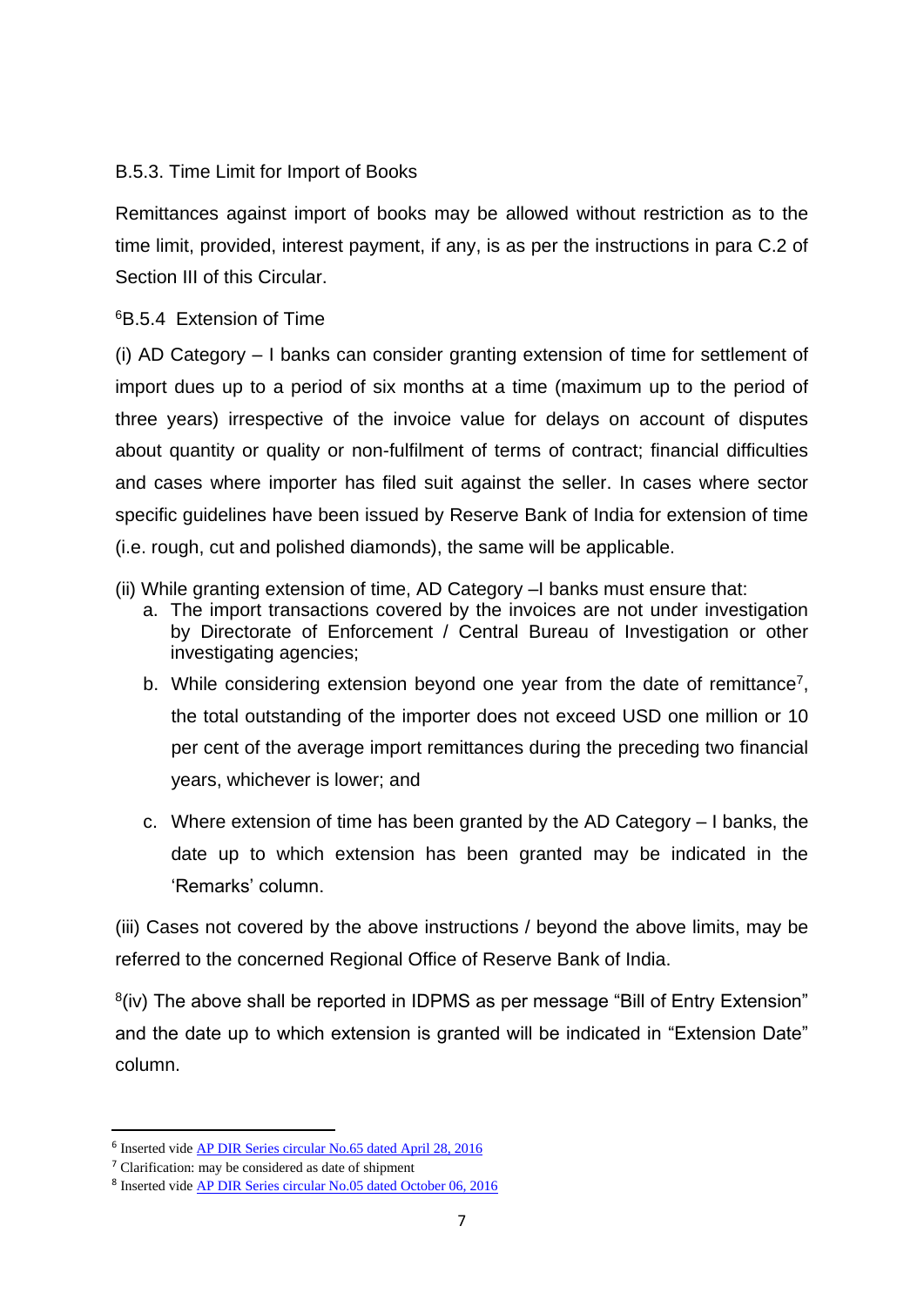B.5.3. Time Limit for Import of Books

Remittances against import of books may be allowed without restriction as to the time limit, provided, interest payment, if any, is as per the instructions in para C.2 of Section III of this Circular.

[6]B.5.4 Extension of Time

(i) AD Category – I banks can consider granting extension of time for settlement of import dues up to a period of six months at a time (maximum up to the period of three years) irrespective of the invoice value for delays on account of disputes about quantity or quality or non-fulfilment of terms of contract; financial difficulties and cases where importer has filed suit against the seller. In cases where sector specific guidelines have been issued by Reserve Bank of India for extension of time (i.e. rough, cut and polished diamonds), the same will be applicable.

(ii) While granting extension of time, AD Category –I banks must ensure that:

a. The import transactions covered by the invoices are not under investigation by Directorate of Enforcement / Central Bureau of Investigation or other investigating agencies;

b. While considering extension beyond one year from the date of remittance[7], the total outstanding of the importer does not exceed USD one million or 10 per cent of the average import remittances during the preceding two financial years, whichever is lower; and

c. Where extension of time has been granted by the AD Category – I banks, the date up to which extension has been granted may be indicated in the 'Remarks' column.

(iii) Cases not covered by the above instructions / beyond the above limits, may be referred to the concerned Regional Office of Reserve Bank of India.

[8](iv) The above shall be reported in IDPMS as per message "Bill of Entry Extension" and the date up to which extension is granted will be indicated in "Extension Date" column.

---

[6] Inserted vide AP DIR Series circular No.65 dated April 28, 2016

[7] Clarification: may be considered as date of shipment

[8] Inserted vide AP DIR Series circular No.05 dated October 06, 2016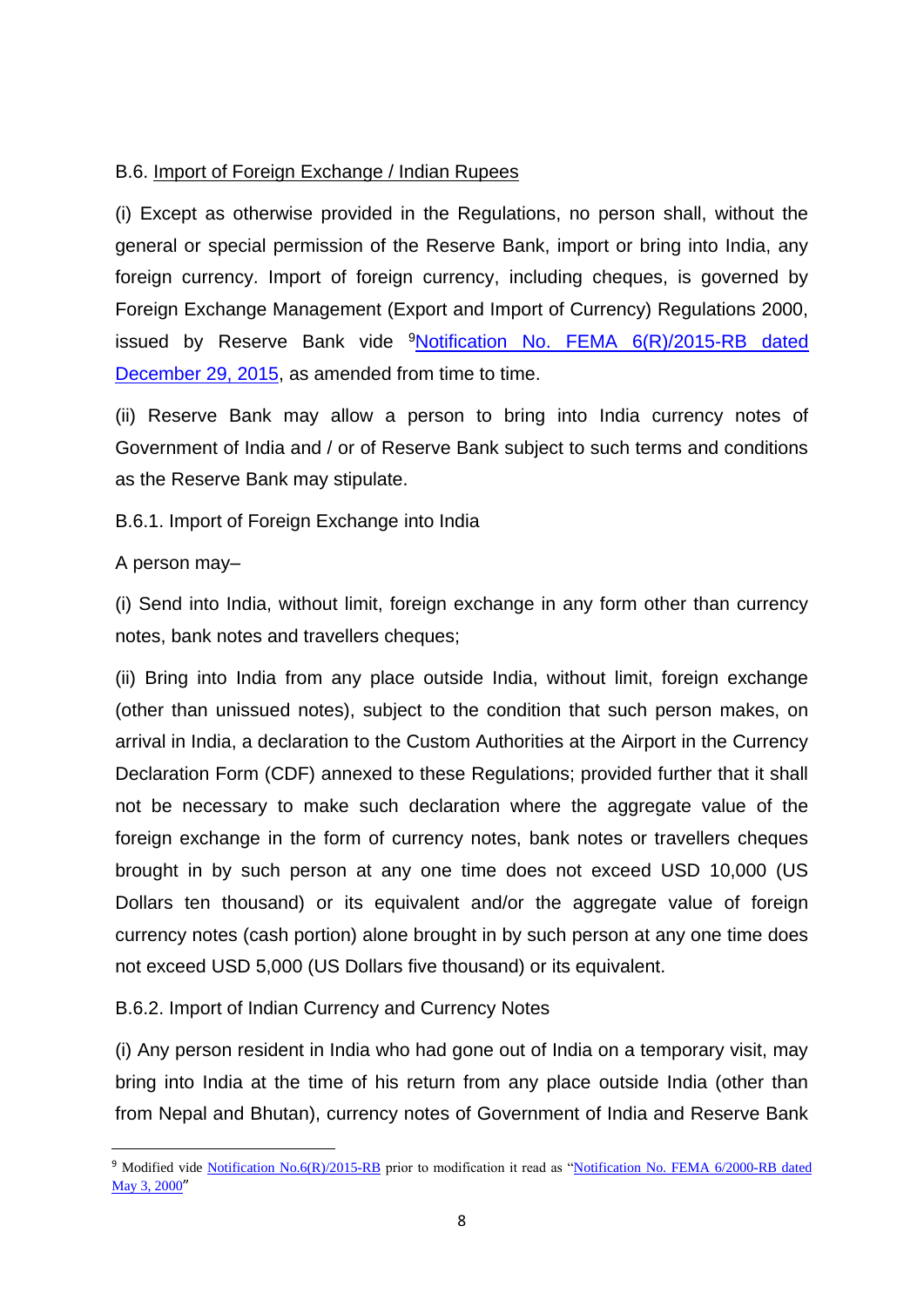B.6. Import of Foreign Exchange / Indian Rupees

(i) Except as otherwise provided in the Regulations, no person shall, without the general or special permission of the Reserve Bank, import or bring into India, any foreign currency. Import of foreign currency, including cheques, is governed by Foreign Exchange Management (Export and Import of Currency) Regulations 2000, issued by Reserve Bank vide [9]Notification No. FEMA 6(R)/2015-RB dated December 29, 2015, as amended from time to time.

(ii) Reserve Bank may allow a person to bring into India currency notes of Government of India and / or of Reserve Bank subject to such terms and conditions as the Reserve Bank may stipulate.

B.6.1. Import of Foreign Exchange into India

A person may–

(i) Send into India, without limit, foreign exchange in any form other than currency notes, bank notes and travellers cheques;

(ii) Bring into India from any place outside India, without limit, foreign exchange (other than unissued notes), subject to the condition that such person makes, on arrival in India, a declaration to the Custom Authorities at the Airport in the Currency Declaration Form (CDF) annexed to these Regulations; provided further that it shall not be necessary to make such declaration where the aggregate value of the foreign exchange in the form of currency notes, bank notes or travellers cheques brought in by such person at any one time does not exceed USD 10,000 (US Dollars ten thousand) or its equivalent and/or the aggregate value of foreign currency notes (cash portion) alone brought in by such person at any one time does not exceed USD 5,000 (US Dollars five thousand) or its equivalent.

B.6.2. Import of Indian Currency and Currency Notes

(i) Any person resident in India who had gone out of India on a temporary visit, may bring into India at the time of his return from any place outside India (other than from Nepal and Bhutan), currency notes of Government of India and Reserve Bank

---

[9] Modified vide Notification No.6(R)/2015-RB prior to modification it read as "Notification No. FEMA 6/2000-RB dated May 3, 2000"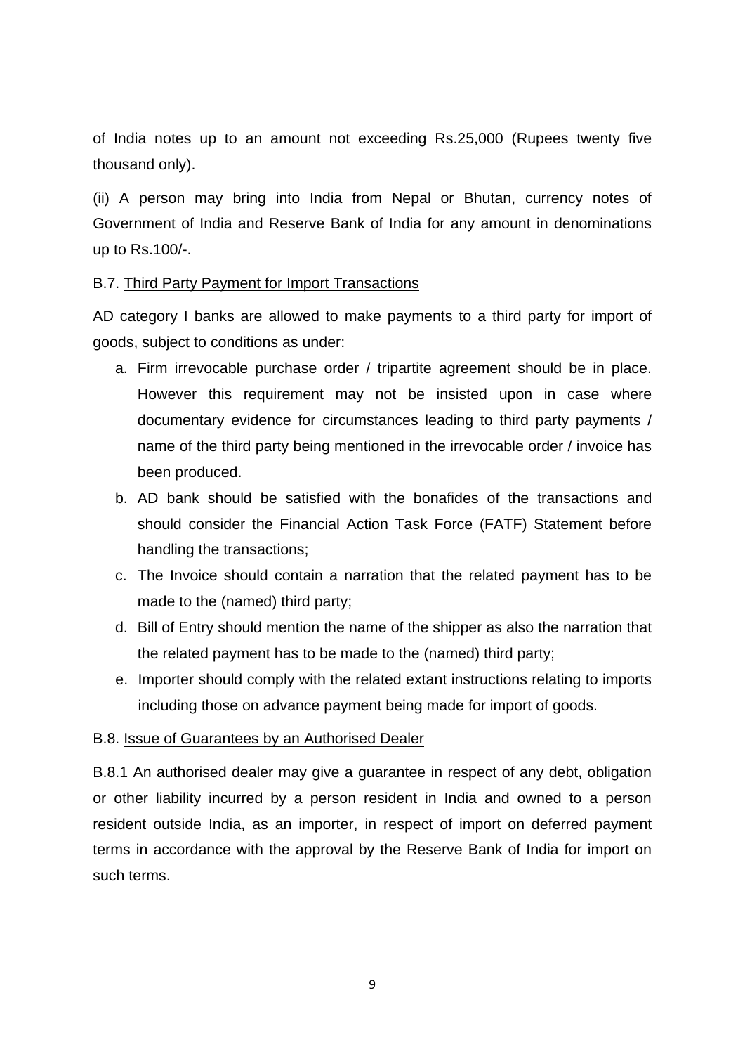of India notes up to an amount not exceeding Rs.25,000 (Rupees twenty five thousand only).

(ii) A person may bring into India from Nepal or Bhutan, currency notes of Government of India and Reserve Bank of India for any amount in denominations up to Rs.100/-.

B.7. Third Party Payment for Import Transactions

AD category I banks are allowed to make payments to a third party for import of goods, subject to conditions as under:

a. Firm irrevocable purchase order / tripartite agreement should be in place. However this requirement may not be insisted upon in case where documentary evidence for circumstances leading to third party payments / name of the third party being mentioned in the irrevocable order / invoice has been produced.
b. AD bank should be satisfied with the bonafides of the transactions and should consider the Financial Action Task Force (FATF) Statement before handling the transactions;
c. The Invoice should contain a narration that the related payment has to be made to the (named) third party;
d. Bill of Entry should mention the name of the shipper as also the narration that the related payment has to be made to the (named) third party;
e. Importer should comply with the related extant instructions relating to imports including those on advance payment being made for import of goods.

B.8. Issue of Guarantees by an Authorised Dealer

B.8.1 An authorised dealer may give a guarantee in respect of any debt, obligation or other liability incurred by a person resident in India and owned to a person resident outside India, as an importer, in respect of import on deferred payment terms in accordance with the approval by the Reserve Bank of India for import on such terms.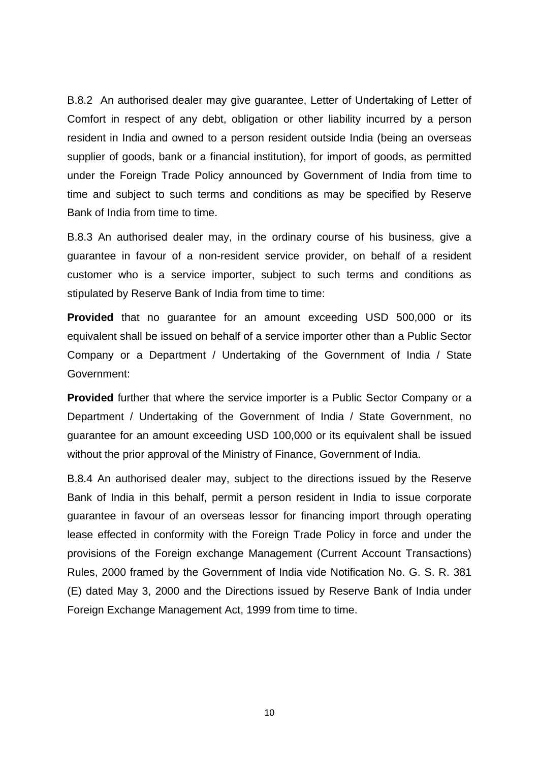B.8.2 An authorised dealer may give guarantee, Letter of Undertaking of Letter of Comfort in respect of any debt, obligation or other liability incurred by a person resident in India and owned to a person resident outside India (being an overseas supplier of goods, bank or a financial institution), for import of goods, as permitted under the Foreign Trade Policy announced by Government of India from time to time and subject to such terms and conditions as may be specified by Reserve Bank of India from time to time.

B.8.3 An authorised dealer may, in the ordinary course of his business, give a guarantee in favour of a non-resident service provider, on behalf of a resident customer who is a service importer, subject to such terms and conditions as stipulated by Reserve Bank of India from time to time:

**Provided** that no guarantee for an amount exceeding USD 500,000 or its equivalent shall be issued on behalf of a service importer other than a Public Sector Company or a Department / Undertaking of the Government of India / State Government:

**Provided** further that where the service importer is a Public Sector Company or a Department / Undertaking of the Government of India / State Government, no guarantee for an amount exceeding USD 100,000 or its equivalent shall be issued without the prior approval of the Ministry of Finance, Government of India.

B.8.4 An authorised dealer may, subject to the directions issued by the Reserve Bank of India in this behalf, permit a person resident in India to issue corporate guarantee in favour of an overseas lessor for financing import through operating lease effected in conformity with the Foreign Trade Policy in force and under the provisions of the Foreign exchange Management (Current Account Transactions) Rules, 2000 framed by the Government of India vide Notification No. G. S. R. 381 (E) dated May 3, 2000 and the Directions issued by Reserve Bank of India under Foreign Exchange Management Act, 1999 from time to time.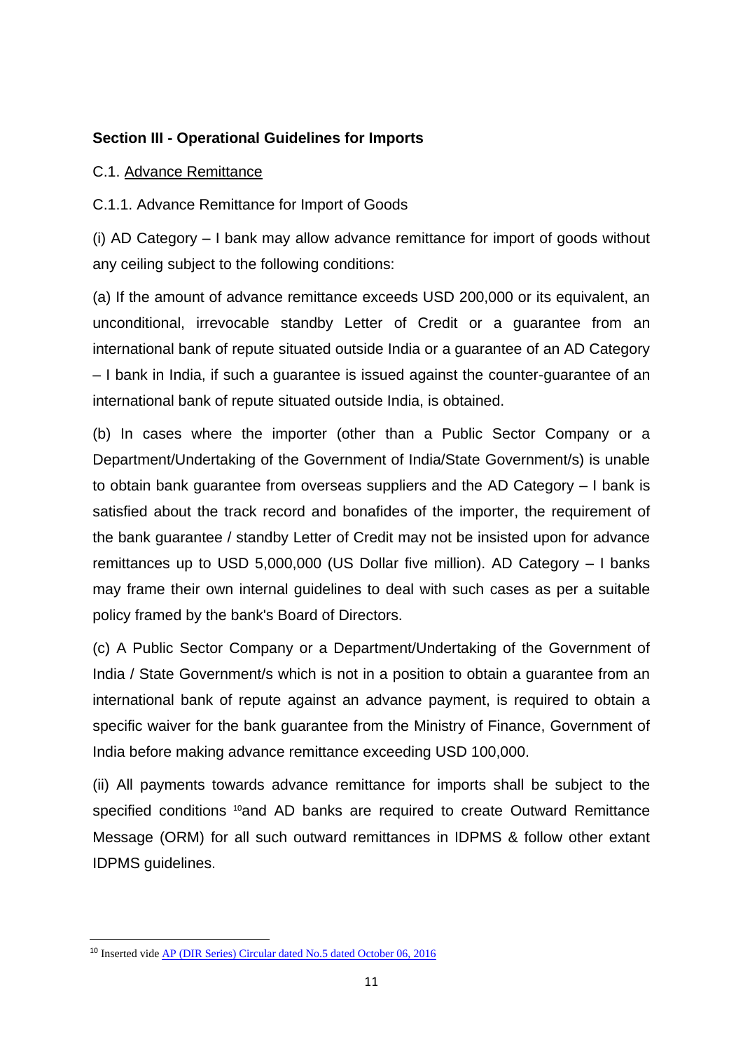**Section III - Operational Guidelines for Imports**

C.1. Advance Remittance

C.1.1. Advance Remittance for Import of Goods

(i) AD Category – I bank may allow advance remittance for import of goods without any ceiling subject to the following conditions:

(a) If the amount of advance remittance exceeds USD 200,000 or its equivalent, an unconditional, irrevocable standby Letter of Credit or a guarantee from an international bank of repute situated outside India or a guarantee of an AD Category – I bank in India, if such a guarantee is issued against the counter-guarantee of an international bank of repute situated outside India, is obtained.

(b) In cases where the importer (other than a Public Sector Company or a Department/Undertaking of the Government of India/State Government/s) is unable to obtain bank guarantee from overseas suppliers and the AD Category – I bank is satisfied about the track record and bonafides of the importer, the requirement of the bank guarantee / standby Letter of Credit may not be insisted upon for advance remittances up to USD 5,000,000 (US Dollar five million). AD Category – I banks may frame their own internal guidelines to deal with such cases as per a suitable policy framed by the bank's Board of Directors.

(c) A Public Sector Company or a Department/Undertaking of the Government of India / State Government/s which is not in a position to obtain a guarantee from an international bank of repute against an advance payment, is required to obtain a specific waiver for the bank guarantee from the Ministry of Finance, Government of India before making advance remittance exceeding USD 100,000.

(ii) All payments towards advance remittance for imports shall be subject to the specified conditions [10]and AD banks are required to create Outward Remittance Message (ORM) for all such outward remittances in IDPMS & follow other extant IDPMS guidelines.

---

[10] Inserted vide AP (DIR Series) Circular dated No.5 dated October 06, 2016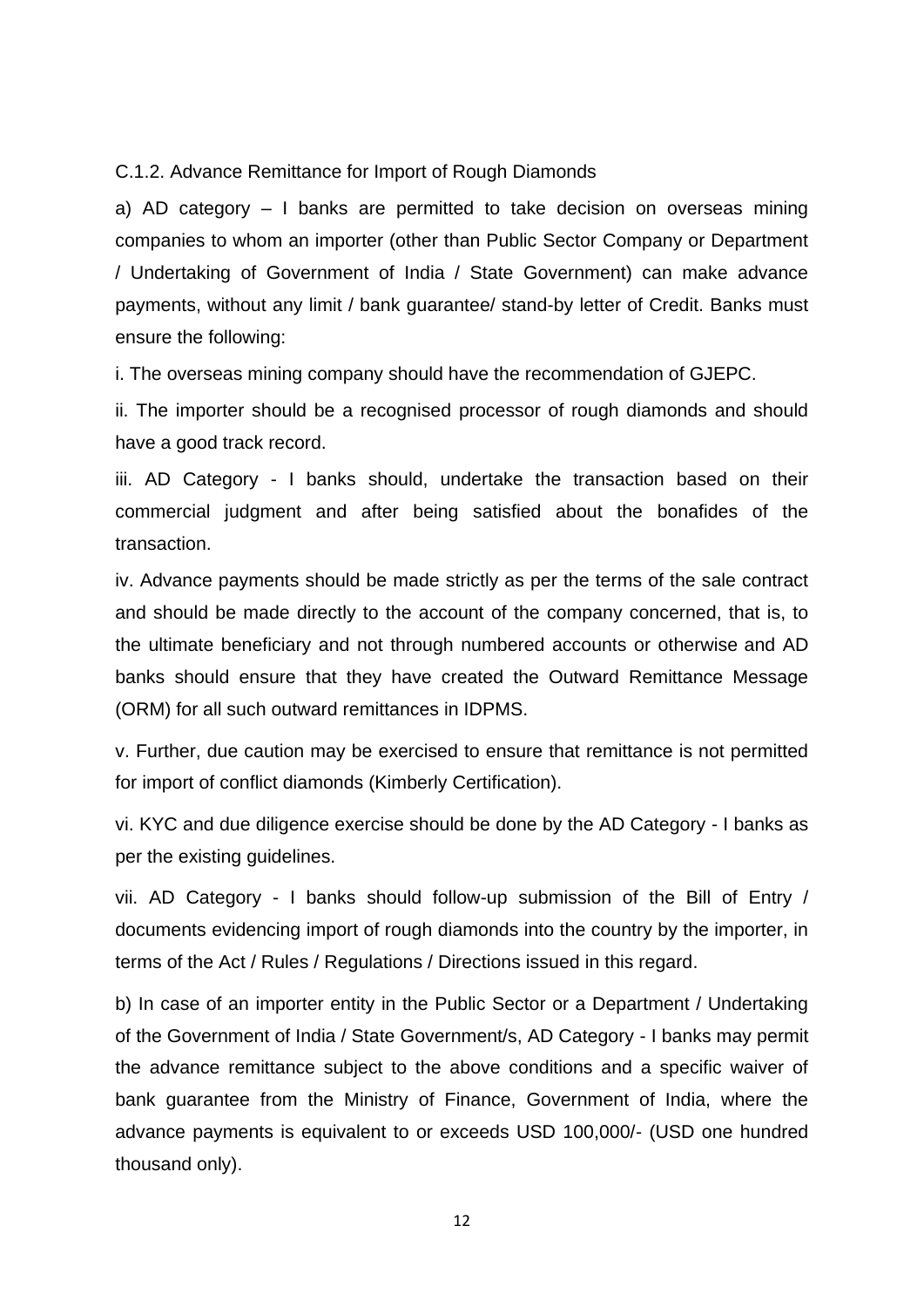C.1.2. Advance Remittance for Import of Rough Diamonds

a) AD category – I banks are permitted to take decision on overseas mining companies to whom an importer (other than Public Sector Company or Department / Undertaking of Government of India / State Government) can make advance payments, without any limit / bank guarantee/ stand-by letter of Credit. Banks must ensure the following:

i. The overseas mining company should have the recommendation of GJEPC.

ii. The importer should be a recognised processor of rough diamonds and should have a good track record.

iii. AD Category - I banks should, undertake the transaction based on their commercial judgment and after being satisfied about the bonafides of the transaction.

iv. Advance payments should be made strictly as per the terms of the sale contract and should be made directly to the account of the company concerned, that is, to the ultimate beneficiary and not through numbered accounts or otherwise and AD banks should ensure that they have created the Outward Remittance Message (ORM) for all such outward remittances in IDPMS.

v. Further, due caution may be exercised to ensure that remittance is not permitted for import of conflict diamonds (Kimberly Certification).

vi. KYC and due diligence exercise should be done by the AD Category - I banks as per the existing guidelines.

vii. AD Category - I banks should follow-up submission of the Bill of Entry / documents evidencing import of rough diamonds into the country by the importer, in terms of the Act / Rules / Regulations / Directions issued in this regard.

b) In case of an importer entity in the Public Sector or a Department / Undertaking of the Government of India / State Government/s, AD Category - I banks may permit the advance remittance subject to the above conditions and a specific waiver of bank guarantee from the Ministry of Finance, Government of India, where the advance payments is equivalent to or exceeds USD 100,000/- (USD one hundred thousand only).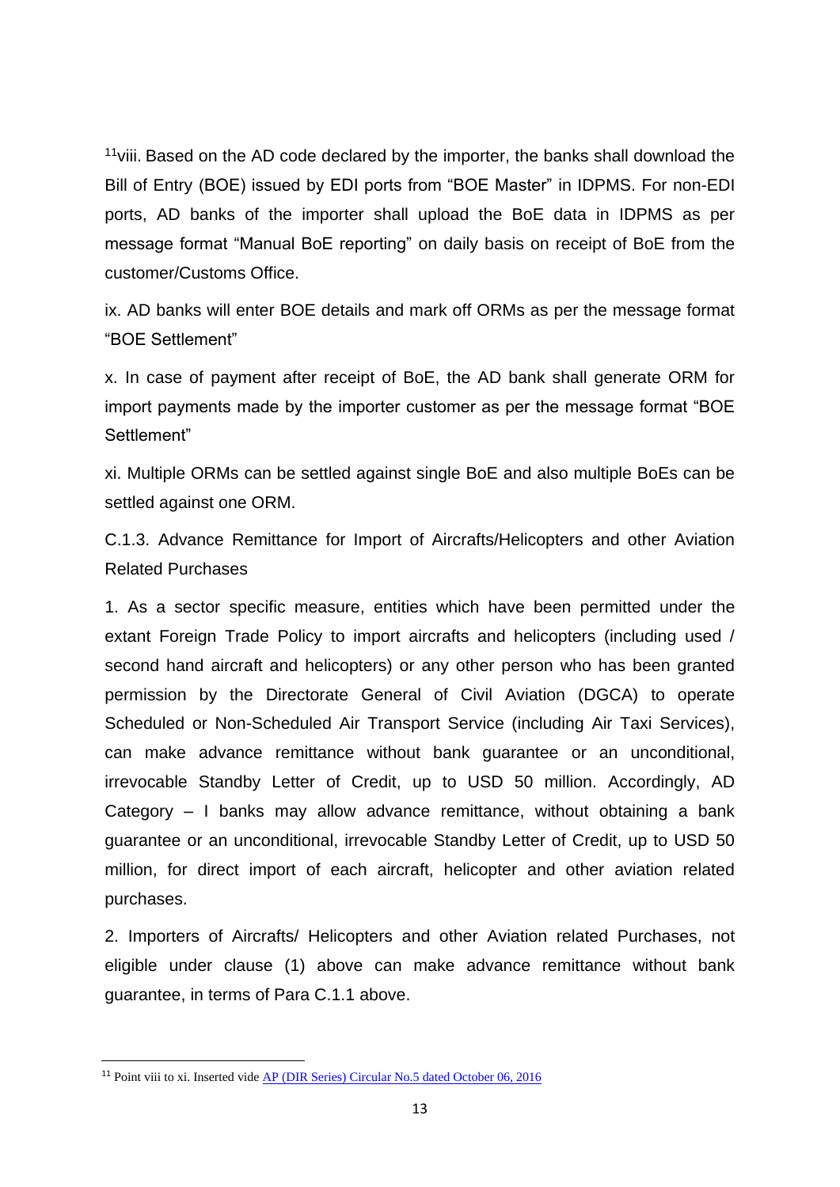[11]viii. Based on the AD code declared by the importer, the banks shall download the Bill of Entry (BOE) issued by EDI ports from "BOE Master" in IDPMS. For non-EDI ports, AD banks of the importer shall upload the BoE data in IDPMS as per message format "Manual BoE reporting" on daily basis on receipt of BoE from the customer/Customs Office.

ix. AD banks will enter BOE details and mark off ORMs as per the message format "BOE Settlement"

x. In case of payment after receipt of BoE, the AD bank shall generate ORM for import payments made by the importer customer as per the message format "BOE Settlement"

xi. Multiple ORMs can be settled against single BoE and also multiple BoEs can be settled against one ORM.

C.1.3. Advance Remittance for Import of Aircrafts/Helicopters and other Aviation Related Purchases

1. As a sector specific measure, entities which have been permitted under the extant Foreign Trade Policy to import aircrafts and helicopters (including used / second hand aircraft and helicopters) or any other person who has been granted permission by the Directorate General of Civil Aviation (DGCA) to operate Scheduled or Non-Scheduled Air Transport Service (including Air Taxi Services), can make advance remittance without bank guarantee or an unconditional, irrevocable Standby Letter of Credit, up to USD 50 million. Accordingly, AD Category – I banks may allow advance remittance, without obtaining a bank guarantee or an unconditional, irrevocable Standby Letter of Credit, up to USD 50 million, for direct import of each aircraft, helicopter and other aviation related purchases.

2. Importers of Aircrafts/ Helicopters and other Aviation related Purchases, not eligible under clause (1) above can make advance remittance without bank guarantee, in terms of Para C.1.1 above.

---

[11] Point viii to xi. Inserted vide AP (DIR Series) Circular No.5 dated October 06, 2016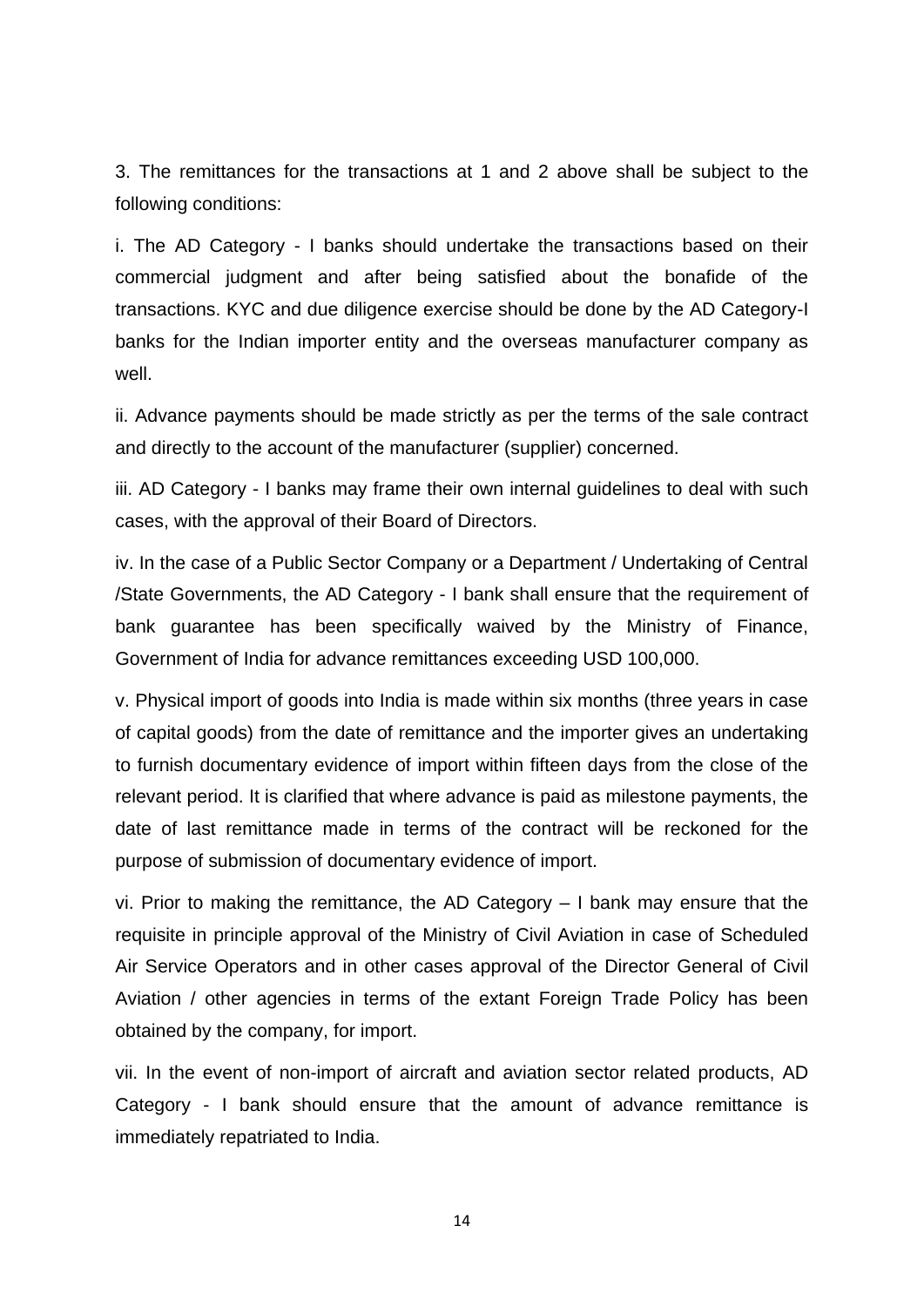3. The remittances for the transactions at 1 and 2 above shall be subject to the following conditions:

i. The AD Category - I banks should undertake the transactions based on their commercial judgment and after being satisfied about the bonafide of the transactions. KYC and due diligence exercise should be done by the AD Category-I banks for the Indian importer entity and the overseas manufacturer company as well.

ii. Advance payments should be made strictly as per the terms of the sale contract and directly to the account of the manufacturer (supplier) concerned.

iii. AD Category - I banks may frame their own internal guidelines to deal with such cases, with the approval of their Board of Directors.

iv. In the case of a Public Sector Company or a Department / Undertaking of Central /State Governments, the AD Category - I bank shall ensure that the requirement of bank guarantee has been specifically waived by the Ministry of Finance, Government of India for advance remittances exceeding USD 100,000.

v. Physical import of goods into India is made within six months (three years in case of capital goods) from the date of remittance and the importer gives an undertaking to furnish documentary evidence of import within fifteen days from the close of the relevant period. It is clarified that where advance is paid as milestone payments, the date of last remittance made in terms of the contract will be reckoned for the purpose of submission of documentary evidence of import.

vi. Prior to making the remittance, the AD Category – I bank may ensure that the requisite in principle approval of the Ministry of Civil Aviation in case of Scheduled Air Service Operators and in other cases approval of the Director General of Civil Aviation / other agencies in terms of the extant Foreign Trade Policy has been obtained by the company, for import.

vii. In the event of non-import of aircraft and aviation sector related products, AD Category - I bank should ensure that the amount of advance remittance is immediately repatriated to India.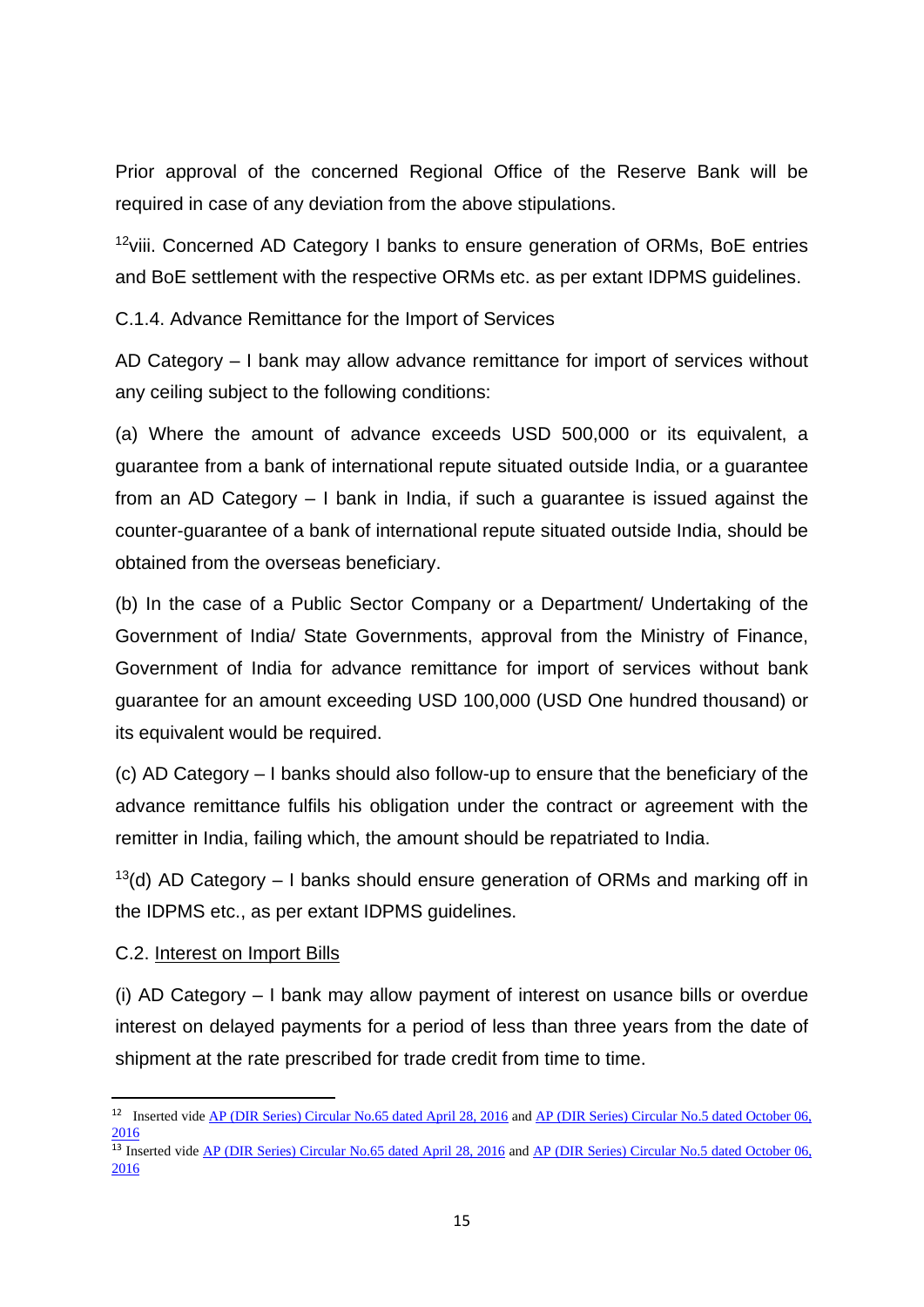Prior approval of the concerned Regional Office of the Reserve Bank will be required in case of any deviation from the above stipulations.

[12]viii. Concerned AD Category I banks to ensure generation of ORMs, BoE entries and BoE settlement with the respective ORMs etc. as per extant IDPMS guidelines.

C.1.4. Advance Remittance for the Import of Services

AD Category – I bank may allow advance remittance for import of services without any ceiling subject to the following conditions:

(a) Where the amount of advance exceeds USD 500,000 or its equivalent, a guarantee from a bank of international repute situated outside India, or a guarantee from an AD Category – I bank in India, if such a guarantee is issued against the counter-guarantee of a bank of international repute situated outside India, should be obtained from the overseas beneficiary.

(b) In the case of a Public Sector Company or a Department/ Undertaking of the Government of India/ State Governments, approval from the Ministry of Finance, Government of India for advance remittance for import of services without bank guarantee for an amount exceeding USD 100,000 (USD One hundred thousand) or its equivalent would be required.

(c) AD Category – I banks should also follow-up to ensure that the beneficiary of the advance remittance fulfils his obligation under the contract or agreement with the remitter in India, failing which, the amount should be repatriated to India.

[13](d) AD Category – I banks should ensure generation of ORMs and marking off in the IDPMS etc., as per extant IDPMS guidelines.

C.2. Interest on Import Bills

(i) AD Category – I bank may allow payment of interest on usance bills or overdue interest on delayed payments for a period of less than three years from the date of shipment at the rate prescribed for trade credit from time to time.

---

[12] Inserted vide AP (DIR Series) Circular No.65 dated April 28, 2016 and AP (DIR Series) Circular No.5 dated October 06, 2016

[13] Inserted vide AP (DIR Series) Circular No.65 dated April 28, 2016 and AP (DIR Series) Circular No.5 dated October 06, 2016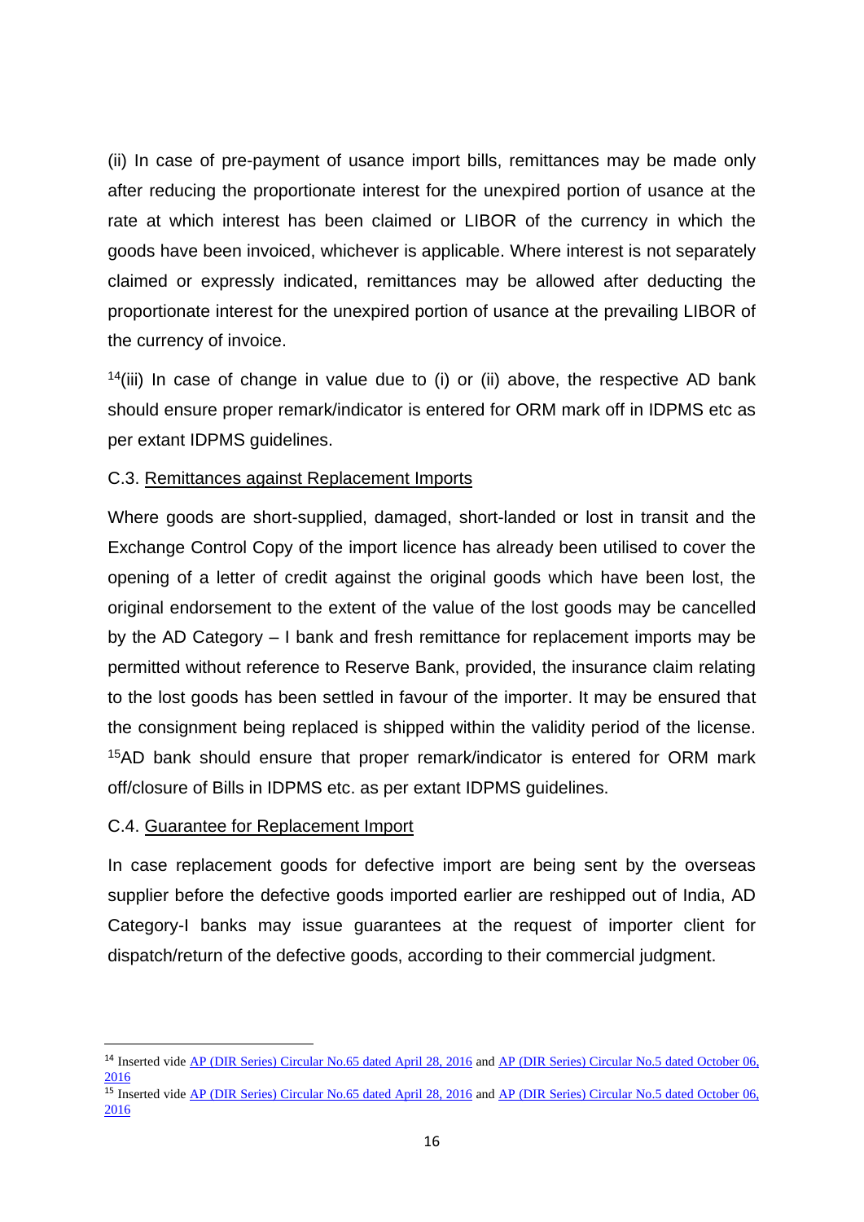(ii) In case of pre-payment of usance import bills, remittances may be made only after reducing the proportionate interest for the unexpired portion of usance at the rate at which interest has been claimed or LIBOR of the currency in which the goods have been invoiced, whichever is applicable. Where interest is not separately claimed or expressly indicated, remittances may be allowed after deducting the proportionate interest for the unexpired portion of usance at the prevailing LIBOR of the currency of invoice.

[14](iii) In case of change in value due to (i) or (ii) above, the respective AD bank should ensure proper remark/indicator is entered for ORM mark off in IDPMS etc as per extant IDPMS guidelines.

C.3. <u>Remittances against Replacement Imports</u>

Where goods are short-supplied, damaged, short-landed or lost in transit and the Exchange Control Copy of the import licence has already been utilised to cover the opening of a letter of credit against the original goods which have been lost, the original endorsement to the extent of the value of the lost goods may be cancelled by the AD Category – I bank and fresh remittance for replacement imports may be permitted without reference to Reserve Bank, provided, the insurance claim relating to the lost goods has been settled in favour of the importer. It may be ensured that the consignment being replaced is shipped within the validity period of the license. [15]AD bank should ensure that proper remark/indicator is entered for ORM mark off/closure of Bills in IDPMS etc. as per extant IDPMS guidelines.

C.4. <u>Guarantee for Replacement Import</u>

In case replacement goods for defective import are being sent by the overseas supplier before the defective goods imported earlier are reshipped out of India, AD Category-I banks may issue guarantees at the request of importer client for dispatch/return of the defective goods, according to their commercial judgment.

---

[14] Inserted vide AP (DIR Series) Circular No.65 dated April 28, 2016 and AP (DIR Series) Circular No.5 dated October 06, 2016

[15] Inserted vide AP (DIR Series) Circular No.65 dated April 28, 2016 and AP (DIR Series) Circular No.5 dated October 06, 2016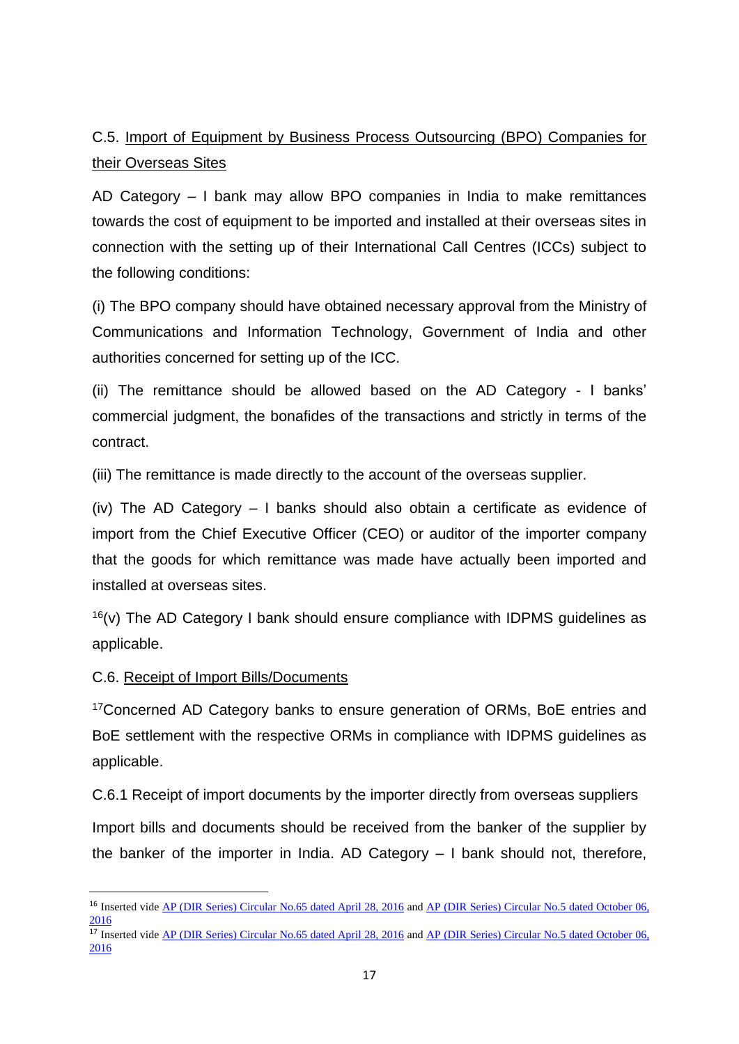C.5. Import of Equipment by Business Process Outsourcing (BPO) Companies for their Overseas Sites

AD Category – I bank may allow BPO companies in India to make remittances towards the cost of equipment to be imported and installed at their overseas sites in connection with the setting up of their International Call Centres (ICCs) subject to the following conditions:

(i) The BPO company should have obtained necessary approval from the Ministry of Communications and Information Technology, Government of India and other authorities concerned for setting up of the ICC.

(ii) The remittance should be allowed based on the AD Category - I banks' commercial judgment, the bonafides of the transactions and strictly in terms of the contract.

(iii) The remittance is made directly to the account of the overseas supplier.

(iv) The AD Category – I banks should also obtain a certificate as evidence of import from the Chief Executive Officer (CEO) or auditor of the importer company that the goods for which remittance was made have actually been imported and installed at overseas sites.

[16](v) The AD Category I bank should ensure compliance with IDPMS guidelines as applicable.

C.6. Receipt of Import Bills/Documents

[17]Concerned AD Category banks to ensure generation of ORMs, BoE entries and BoE settlement with the respective ORMs in compliance with IDPMS guidelines as applicable.

C.6.1 Receipt of import documents by the importer directly from overseas suppliers

Import bills and documents should be received from the banker of the supplier by the banker of the importer in India. AD Category – I bank should not, therefore,

---

[16] Inserted vide AP (DIR Series) Circular No.65 dated April 28, 2016 and AP (DIR Series) Circular No.5 dated October 06, 2016

[17] Inserted vide AP (DIR Series) Circular No.65 dated April 28, 2016 and AP (DIR Series) Circular No.5 dated October 06, 2016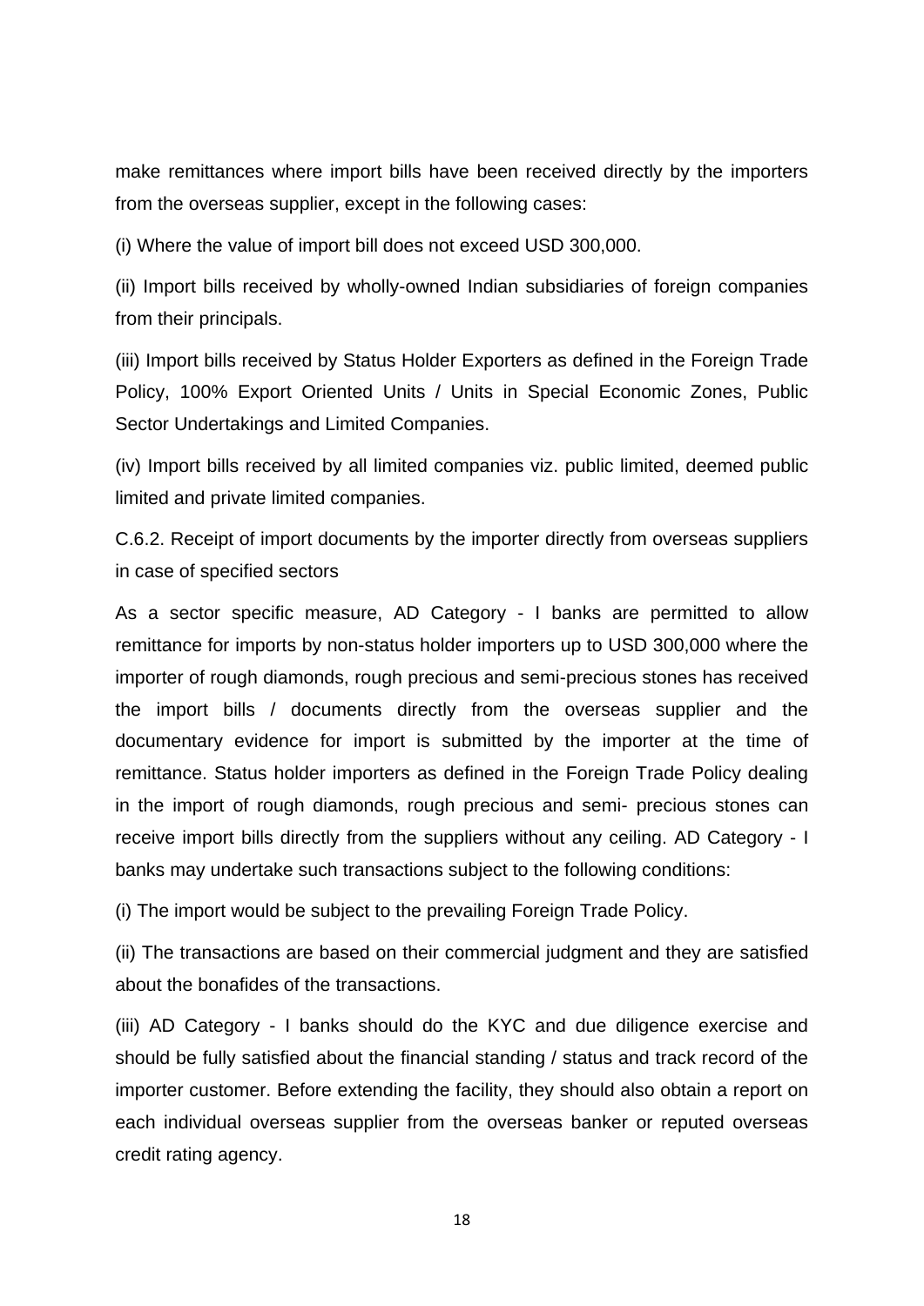make remittances where import bills have been received directly by the importers from the overseas supplier, except in the following cases:

(i) Where the value of import bill does not exceed USD 300,000.

(ii) Import bills received by wholly-owned Indian subsidiaries of foreign companies from their principals.

(iii) Import bills received by Status Holder Exporters as defined in the Foreign Trade Policy, 100% Export Oriented Units / Units in Special Economic Zones, Public Sector Undertakings and Limited Companies.

(iv) Import bills received by all limited companies viz. public limited, deemed public limited and private limited companies.

C.6.2. Receipt of import documents by the importer directly from overseas suppliers in case of specified sectors

As a sector specific measure, AD Category - I banks are permitted to allow remittance for imports by non-status holder importers up to USD 300,000 where the importer of rough diamonds, rough precious and semi-precious stones has received the import bills / documents directly from the overseas supplier and the documentary evidence for import is submitted by the importer at the time of remittance. Status holder importers as defined in the Foreign Trade Policy dealing in the import of rough diamonds, rough precious and semi- precious stones can receive import bills directly from the suppliers without any ceiling. AD Category - I banks may undertake such transactions subject to the following conditions:

(i) The import would be subject to the prevailing Foreign Trade Policy.

(ii) The transactions are based on their commercial judgment and they are satisfied about the bonafides of the transactions.

(iii) AD Category - I banks should do the KYC and due diligence exercise and should be fully satisfied about the financial standing / status and track record of the importer customer. Before extending the facility, they should also obtain a report on each individual overseas supplier from the overseas banker or reputed overseas credit rating agency.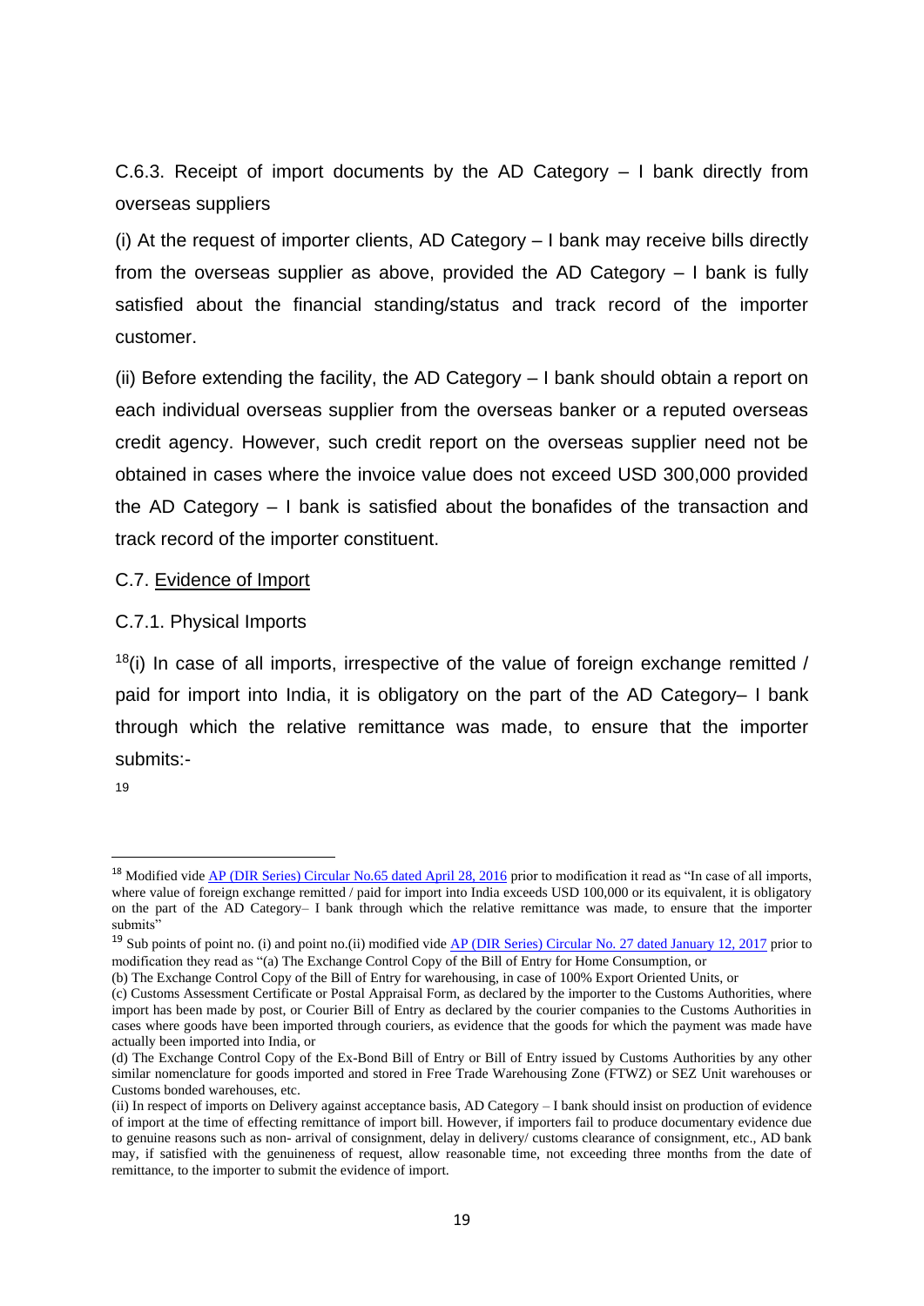C.6.3. Receipt of import documents by the AD Category – I bank directly from overseas suppliers

(i) At the request of importer clients, AD Category – I bank may receive bills directly from the overseas supplier as above, provided the AD Category – I bank is fully satisfied about the financial standing/status and track record of the importer customer.

(ii) Before extending the facility, the AD Category – I bank should obtain a report on each individual overseas supplier from the overseas banker or a reputed overseas credit agency. However, such credit report on the overseas supplier need not be obtained in cases where the invoice value does not exceed USD 300,000 provided the AD Category – I bank is satisfied about the bonafides of the transaction and track record of the importer constituent.

C.7. Evidence of Import

C.7.1. Physical Imports

[18](i) In case of all imports, irrespective of the value of foreign exchange remitted / paid for import into India, it is obligatory on the part of the AD Category– I bank through which the relative remittance was made, to ensure that the importer submits:-

[19]

---

[18] Modified vide AP (DIR Series) Circular No.65 dated April 28, 2016 prior to modification it read as "In case of all imports, where value of foreign exchange remitted / paid for import into India exceeds USD 100,000 or its equivalent, it is obligatory on the part of the AD Category– I bank through which the relative remittance was made, to ensure that the importer submits"

[19] Sub points of point no. (i) and point no.(ii) modified vide AP (DIR Series) Circular No. 27 dated January 12, 2017 prior to modification they read as "(a) The Exchange Control Copy of the Bill of Entry for Home Consumption, or

(b) The Exchange Control Copy of the Bill of Entry for warehousing, in case of 100% Export Oriented Units, or

(c) Customs Assessment Certificate or Postal Appraisal Form, as declared by the importer to the Customs Authorities, where import has been made by post, or Courier Bill of Entry as declared by the courier companies to the Customs Authorities in cases where goods have been imported through couriers, as evidence that the goods for which the payment was made have actually been imported into India, or

(d) The Exchange Control Copy of the Ex-Bond Bill of Entry or Bill of Entry issued by Customs Authorities by any other similar nomenclature for goods imported and stored in Free Trade Warehousing Zone (FTWZ) or SEZ Unit warehouses or Customs bonded warehouses, etc.

(ii) In respect of imports on Delivery against acceptance basis, AD Category – I bank should insist on production of evidence of import at the time of effecting remittance of import bill. However, if importers fail to produce documentary evidence due to genuine reasons such as non- arrival of consignment, delay in delivery/ customs clearance of consignment, etc., AD bank may, if satisfied with the genuineness of request, allow reasonable time, not exceeding three months from the date of remittance, to the importer to submit the evidence of import.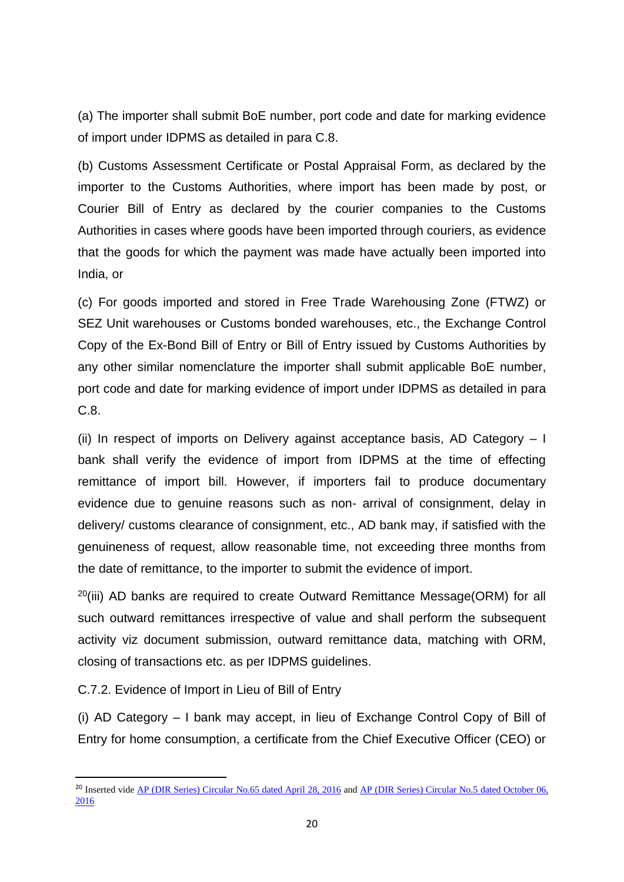(a) The importer shall submit BoE number, port code and date for marking evidence of import under IDPMS as detailed in para C.8.

(b) Customs Assessment Certificate or Postal Appraisal Form, as declared by the importer to the Customs Authorities, where import has been made by post, or Courier Bill of Entry as declared by the courier companies to the Customs Authorities in cases where goods have been imported through couriers, as evidence that the goods for which the payment was made have actually been imported into India, or

(c) For goods imported and stored in Free Trade Warehousing Zone (FTWZ) or SEZ Unit warehouses or Customs bonded warehouses, etc., the Exchange Control Copy of the Ex-Bond Bill of Entry or Bill of Entry issued by Customs Authorities by any other similar nomenclature the importer shall submit applicable BoE number, port code and date for marking evidence of import under IDPMS as detailed in para C.8.

(ii) In respect of imports on Delivery against acceptance basis, AD Category – I bank shall verify the evidence of import from IDPMS at the time of effecting remittance of import bill. However, if importers fail to produce documentary evidence due to genuine reasons such as non- arrival of consignment, delay in delivery/ customs clearance of consignment, etc., AD bank may, if satisfied with the genuineness of request, allow reasonable time, not exceeding three months from the date of remittance, to the importer to submit the evidence of import.

[20](iii) AD banks are required to create Outward Remittance Message(ORM) for all such outward remittances irrespective of value and shall perform the subsequent activity viz document submission, outward remittance data, matching with ORM, closing of transactions etc. as per IDPMS guidelines.

C.7.2. Evidence of Import in Lieu of Bill of Entry

(i) AD Category – I bank may accept, in lieu of Exchange Control Copy of Bill of Entry for home consumption, a certificate from the Chief Executive Officer (CEO) or

---

[20] Inserted vide [AP (DIR Series) Circular No.65 dated April 28, 2016] and [AP (DIR Series) Circular No.5 dated October 06, 2016]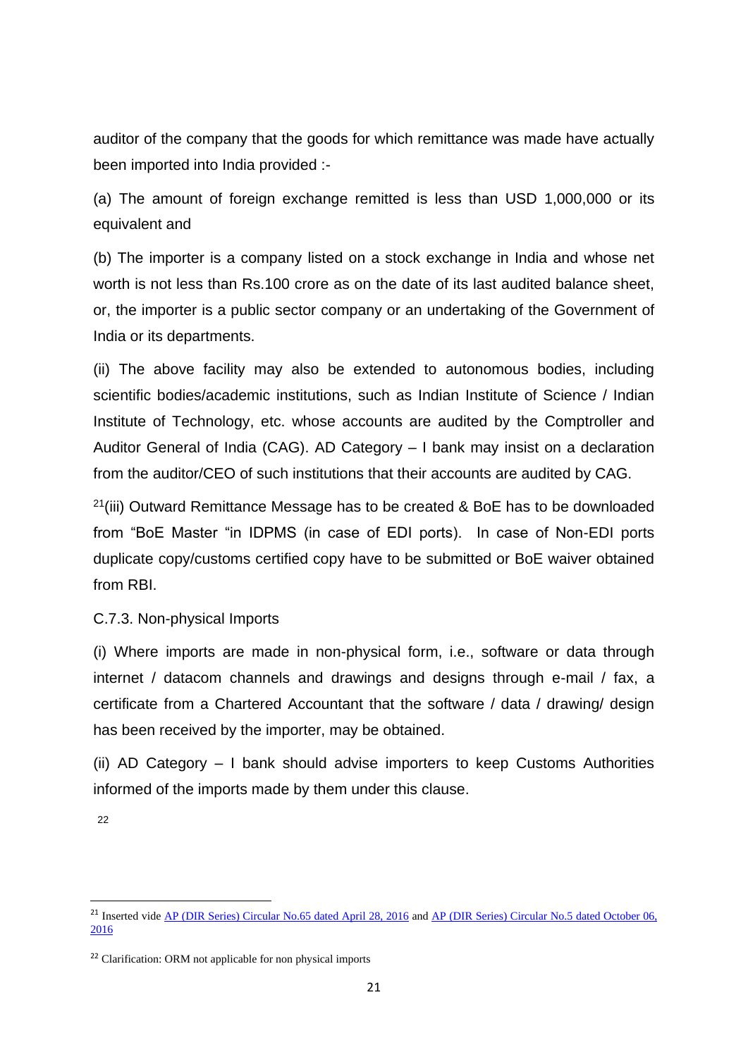auditor of the company that the goods for which remittance was made have actually been imported into India provided :-

(a) The amount of foreign exchange remitted is less than USD 1,000,000 or its equivalent and

(b) The importer is a company listed on a stock exchange in India and whose net worth is not less than Rs.100 crore as on the date of its last audited balance sheet, or, the importer is a public sector company or an undertaking of the Government of India or its departments.

(ii) The above facility may also be extended to autonomous bodies, including scientific bodies/academic institutions, such as Indian Institute of Science / Indian Institute of Technology, etc. whose accounts are audited by the Comptroller and Auditor General of India (CAG). AD Category – I bank may insist on a declaration from the auditor/CEO of such institutions that their accounts are audited by CAG.

[21](iii) Outward Remittance Message has to be created & BoE has to be downloaded from "BoE Master "in IDPMS (in case of EDI ports). In case of Non-EDI ports duplicate copy/customs certified copy have to be submitted or BoE waiver obtained from RBI.

C.7.3. Non-physical Imports

(i) Where imports are made in non-physical form, i.e., software or data through internet / datacom channels and drawings and designs through e-mail / fax, a certificate from a Chartered Accountant that the software / data / drawing/ design has been received by the importer, may be obtained.

(ii) AD Category – I bank should advise importers to keep Customs Authorities informed of the imports made by them under this clause.

[22]

---

[21] Inserted vide AP (DIR Series) Circular No.65 dated April 28, 2016 and AP (DIR Series) Circular No.5 dated October 06, 2016

[22] Clarification: ORM not applicable for non physical imports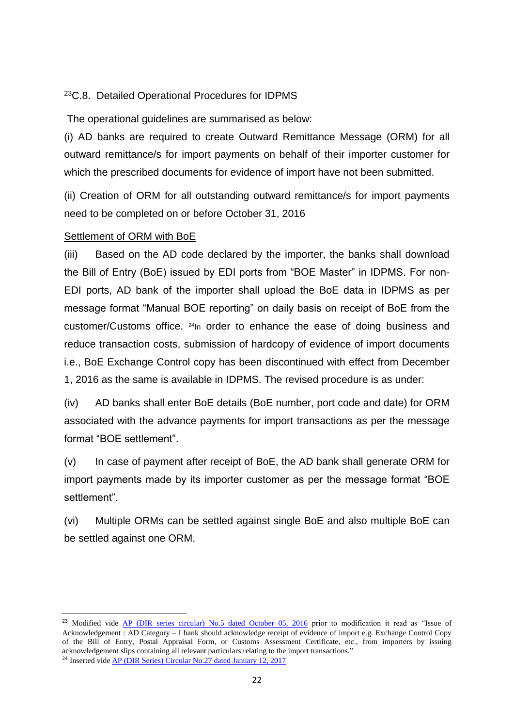[23]C.8. Detailed Operational Procedures for IDPMS

The operational guidelines are summarised as below:

(i) AD banks are required to create Outward Remittance Message (ORM) for all outward remittance/s for import payments on behalf of their importer customer for which the prescribed documents for evidence of import have not been submitted.

(ii) Creation of ORM for all outstanding outward remittance/s for import payments need to be completed on or before October 31, 2016

Settlement of ORM with BoE

(iii) Based on the AD code declared by the importer, the banks shall download the Bill of Entry (BoE) issued by EDI ports from "BOE Master" in IDPMS. For non-EDI ports, AD bank of the importer shall upload the BoE data in IDPMS as per message format "Manual BOE reporting" on daily basis on receipt of BoE from the customer/Customs office. [24]In order to enhance the ease of doing business and reduce transaction costs, submission of hardcopy of evidence of import documents i.e., BoE Exchange Control copy has been discontinued with effect from December 1, 2016 as the same is available in IDPMS. The revised procedure is as under:

(iv) AD banks shall enter BoE details (BoE number, port code and date) for ORM associated with the advance payments for import transactions as per the message format "BOE settlement".

(v) In case of payment after receipt of BoE, the AD bank shall generate ORM for import payments made by its importer customer as per the message format "BOE settlement".

(vi) Multiple ORMs can be settled against single BoE and also multiple BoE can be settled against one ORM.

---

[23] Modified vide AP (DIR series circular) No.5 dated October 05, 2016 prior to modification it read as "Issue of Acknowledgement : AD Category – I bank should acknowledge receipt of evidence of import e.g. Exchange Control Copy of the Bill of Entry, Postal Appraisal Form, or Customs Assessment Certificate, etc., from importers by issuing acknowledgement slips containing all relevant particulars relating to the import transactions."

[24] Inserted vide AP (DIR Series) Circular No.27 dated January 12, 2017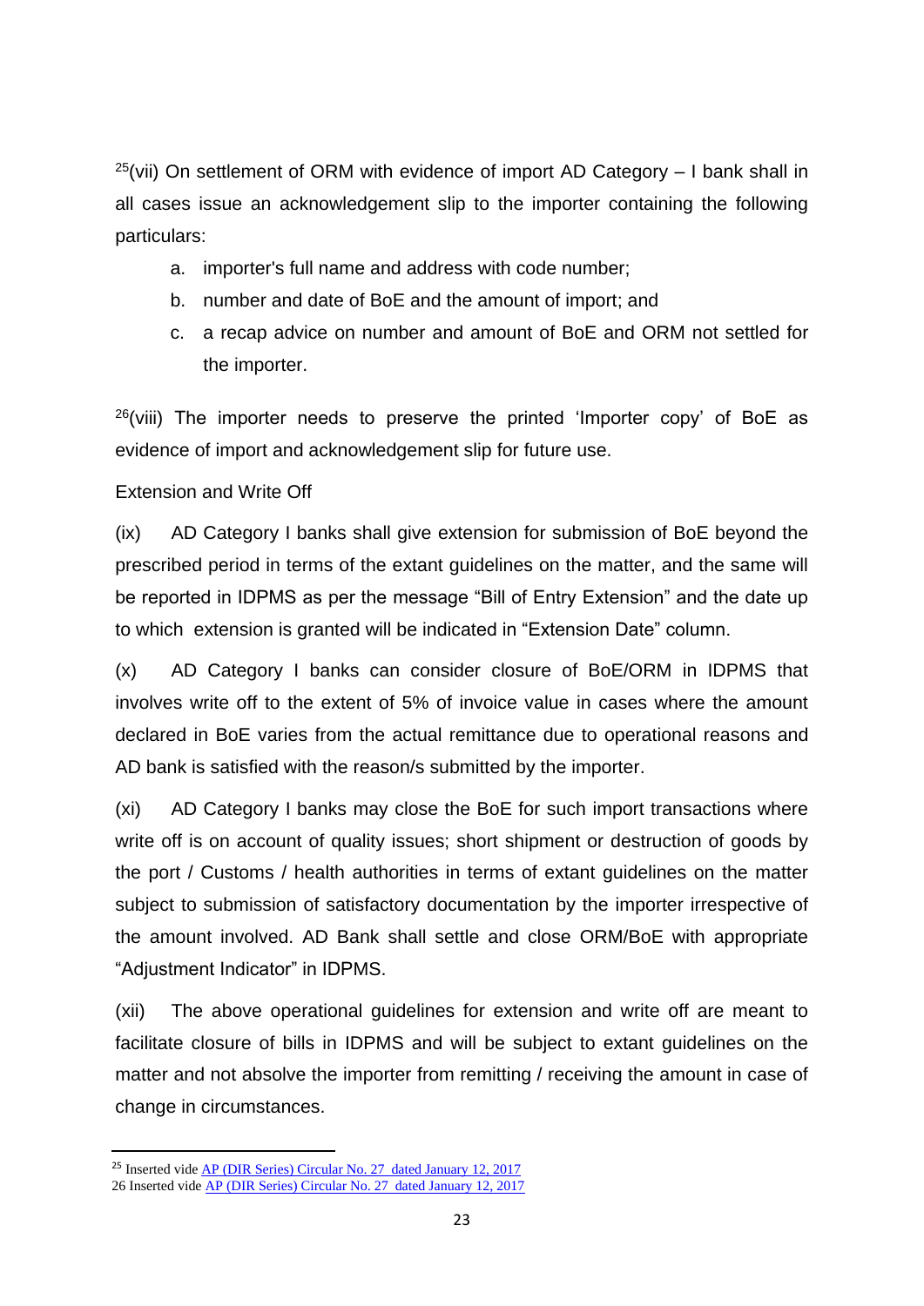[25](vii) On settlement of ORM with evidence of import AD Category – I bank shall in all cases issue an acknowledgement slip to the importer containing the following particulars:

a. importer's full name and address with code number;
b. number and date of BoE and the amount of import; and
c. a recap advice on number and amount of BoE and ORM not settled for the importer.

[26](viii) The importer needs to preserve the printed 'Importer copy' of BoE as evidence of import and acknowledgement slip for future use.

Extension and Write Off

(ix) AD Category I banks shall give extension for submission of BoE beyond the prescribed period in terms of the extant guidelines on the matter, and the same will be reported in IDPMS as per the message "Bill of Entry Extension" and the date up to which extension is granted will be indicated in "Extension Date" column.

(x) AD Category I banks can consider closure of BoE/ORM in IDPMS that involves write off to the extent of 5% of invoice value in cases where the amount declared in BoE varies from the actual remittance due to operational reasons and AD bank is satisfied with the reason/s submitted by the importer.

(xi) AD Category I banks may close the BoE for such import transactions where write off is on account of quality issues; short shipment or destruction of goods by the port / Customs / health authorities in terms of extant guidelines on the matter subject to submission of satisfactory documentation by the importer irrespective of the amount involved. AD Bank shall settle and close ORM/BoE with appropriate "Adjustment Indicator" in IDPMS.

(xii) The above operational guidelines for extension and write off are meant to facilitate closure of bills in IDPMS and will be subject to extant guidelines on the matter and not absolve the importer from remitting / receiving the amount in case of change in circumstances.

---

[25] Inserted vide AP (DIR Series) Circular No. 27 dated January 12, 2017
[26] Inserted vide AP (DIR Series) Circular No. 27 dated January 12, 2017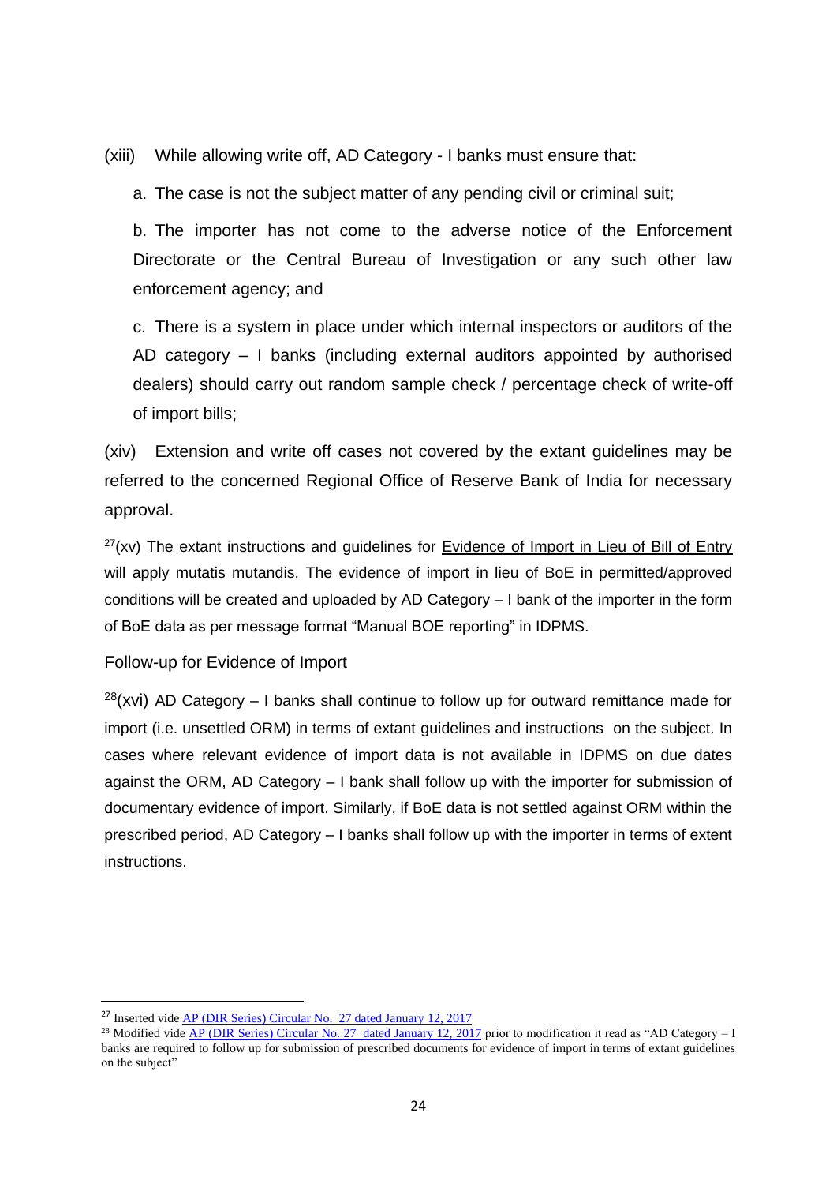(xiii) While allowing write off, AD Category - I banks must ensure that:

a. The case is not the subject matter of any pending civil or criminal suit;

b. The importer has not come to the adverse notice of the Enforcement Directorate or the Central Bureau of Investigation or any such other law enforcement agency; and

c. There is a system in place under which internal inspectors or auditors of the AD category – I banks (including external auditors appointed by authorised dealers) should carry out random sample check / percentage check of write-off of import bills;

(xiv) Extension and write off cases not covered by the extant guidelines may be referred to the concerned Regional Office of Reserve Bank of India for necessary approval.

[27](xv) The extant instructions and guidelines for Evidence of Import in Lieu of Bill of Entry will apply mutatis mutandis. The evidence of import in lieu of BoE in permitted/approved conditions will be created and uploaded by AD Category – I bank of the importer in the form of BoE data as per message format "Manual BOE reporting" in IDPMS.

Follow-up for Evidence of Import

[28](xvi) AD Category – I banks shall continue to follow up for outward remittance made for import (i.e. unsettled ORM) in terms of extant guidelines and instructions on the subject. In cases where relevant evidence of import data is not available in IDPMS on due dates against the ORM, AD Category – I bank shall follow up with the importer for submission of documentary evidence of import. Similarly, if BoE data is not settled against ORM within the prescribed period, AD Category – I banks shall follow up with the importer in terms of extent instructions.

---

[27] Inserted vide AP (DIR Series) Circular No. 27 dated January 12, 2017

[28] Modified vide AP (DIR Series) Circular No. 27 dated January 12, 2017 prior to modification it read as "AD Category – I banks are required to follow up for submission of prescribed documents for evidence of import in terms of extant guidelines on the subject"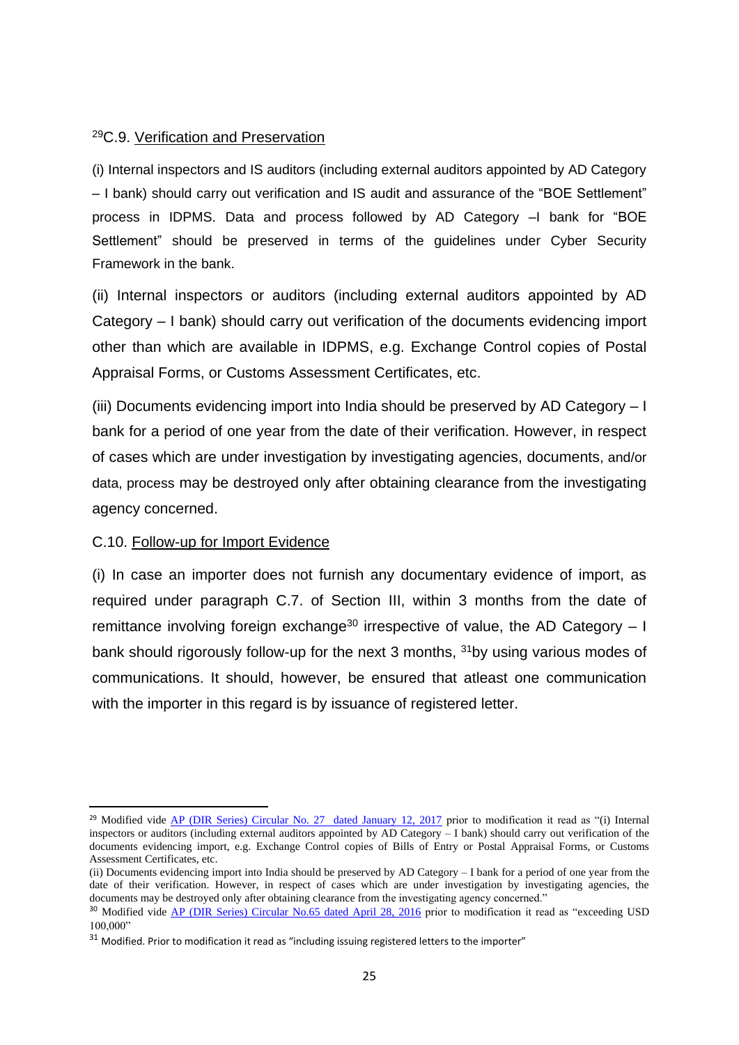[29]C.9. Verification and Preservation

(i) Internal inspectors and IS auditors (including external auditors appointed by AD Category – I bank) should carry out verification and IS audit and assurance of the “BOE Settlement” process in IDPMS. Data and process followed by AD Category –I bank for “BOE Settlement” should be preserved in terms of the guidelines under Cyber Security Framework in the bank.

(ii) Internal inspectors or auditors (including external auditors appointed by AD Category – I bank) should carry out verification of the documents evidencing import other than which are available in IDPMS, e.g. Exchange Control copies of Postal Appraisal Forms, or Customs Assessment Certificates, etc.

(iii) Documents evidencing import into India should be preserved by AD Category – I bank for a period of one year from the date of their verification. However, in respect of cases which are under investigation by investigating agencies, documents, and/or data, process may be destroyed only after obtaining clearance from the investigating agency concerned.

C.10. Follow-up for Import Evidence

(i) In case an importer does not furnish any documentary evidence of import, as required under paragraph C.7. of Section III, within 3 months from the date of remittance involving foreign exchange[30] irrespective of value, the AD Category – I bank should rigorously follow-up for the next 3 months, [31]by using various modes of communications. It should, however, be ensured that atleast one communication with the importer in this regard is by issuance of registered letter.

---

[29] Modified vide AP (DIR Series) Circular No. 27 dated January 12, 2017 prior to modification it read as “(i) Internal inspectors or auditors (including external auditors appointed by AD Category – I bank) should carry out verification of the documents evidencing import, e.g. Exchange Control copies of Bills of Entry or Postal Appraisal Forms, or Customs Assessment Certificates, etc.

(ii) Documents evidencing import into India should be preserved by AD Category – I bank for a period of one year from the date of their verification. However, in respect of cases which are under investigation by investigating agencies, the documents may be destroyed only after obtaining clearance from the investigating agency concerned.”

[30] Modified vide AP (DIR Series) Circular No.65 dated April 28, 2016 prior to modification it read as “exceeding USD 100,000”

[31] Modified. Prior to modification it read as “including issuing registered letters to the importer”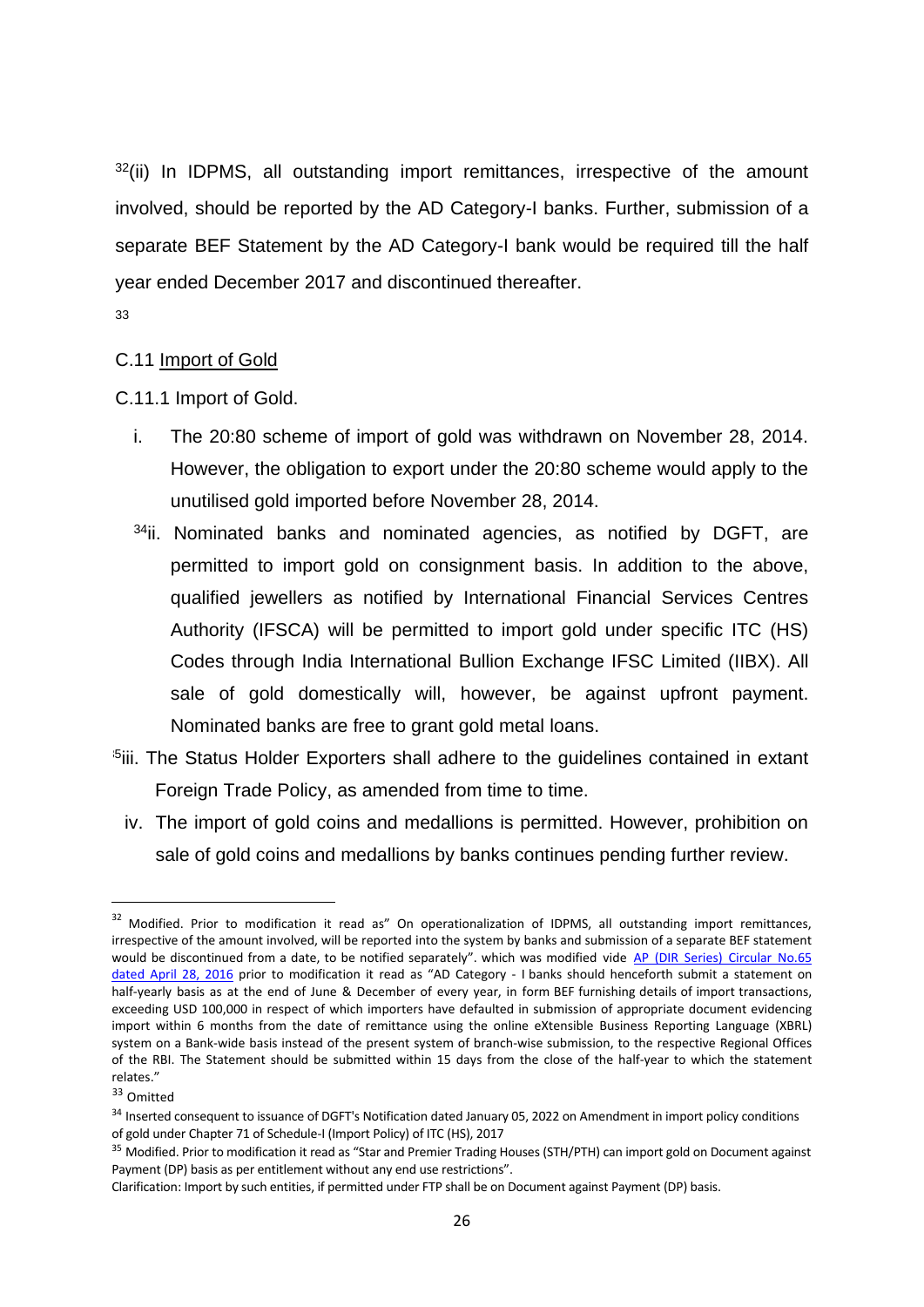[32](ii) In IDPMS, all outstanding import remittances, irrespective of the amount involved, should be reported by the AD Category-I banks. Further, submission of a separate BEF Statement by the AD Category-I bank would be required till the half year ended December 2017 and discontinued thereafter.

[33]

C.11 Import of Gold

C.11.1 Import of Gold.

i. The 20:80 scheme of import of gold was withdrawn on November 28, 2014. However, the obligation to export under the 20:80 scheme would apply to the unutilised gold imported before November 28, 2014.

[34]ii. Nominated banks and nominated agencies, as notified by DGFT, are permitted to import gold on consignment basis. In addition to the above, qualified jewellers as notified by International Financial Services Centres Authority (IFSCA) will be permitted to import gold under specific ITC (HS) Codes through India International Bullion Exchange IFSC Limited (IIBX). All sale of gold domestically will, however, be against upfront payment. Nominated banks are free to grant gold metal loans.

[35]iii. The Status Holder Exporters shall adhere to the guidelines contained in extant Foreign Trade Policy, as amended from time to time.

iv. The import of gold coins and medallions is permitted. However, prohibition on sale of gold coins and medallions by banks continues pending further review.

---

[32] Modified. Prior to modification it read as" On operationalization of IDPMS, all outstanding import remittances, irrespective of the amount involved, will be reported into the system by banks and submission of a separate BEF statement would be discontinued from a date, to be notified separately". which was modified vide AP (DIR Series) Circular No.65 dated April 28, 2016 prior to modification it read as "AD Category - I banks should henceforth submit a statement on half-yearly basis as at the end of June & December of every year, in form BEF furnishing details of import transactions, exceeding USD 100,000 in respect of which importers have defaulted in submission of appropriate document evidencing import within 6 months from the date of remittance using the online eXtensible Business Reporting Language (XBRL) system on a Bank-wide basis instead of the present system of branch-wise submission, to the respective Regional Offices of the RBI. The Statement should be submitted within 15 days from the close of the half-year to which the statement relates."

[33] Omitted

[34] Inserted consequent to issuance of DGFT's Notification dated January 05, 2022 on Amendment in import policy conditions of gold under Chapter 71 of Schedule-I (Import Policy) of ITC (HS), 2017

[35] Modified. Prior to modification it read as "Star and Premier Trading Houses (STH/PTH) can import gold on Document against Payment (DP) basis as per entitlement without any end use restrictions".

Clarification: Import by such entities, if permitted under FTP shall be on Document against Payment (DP) basis.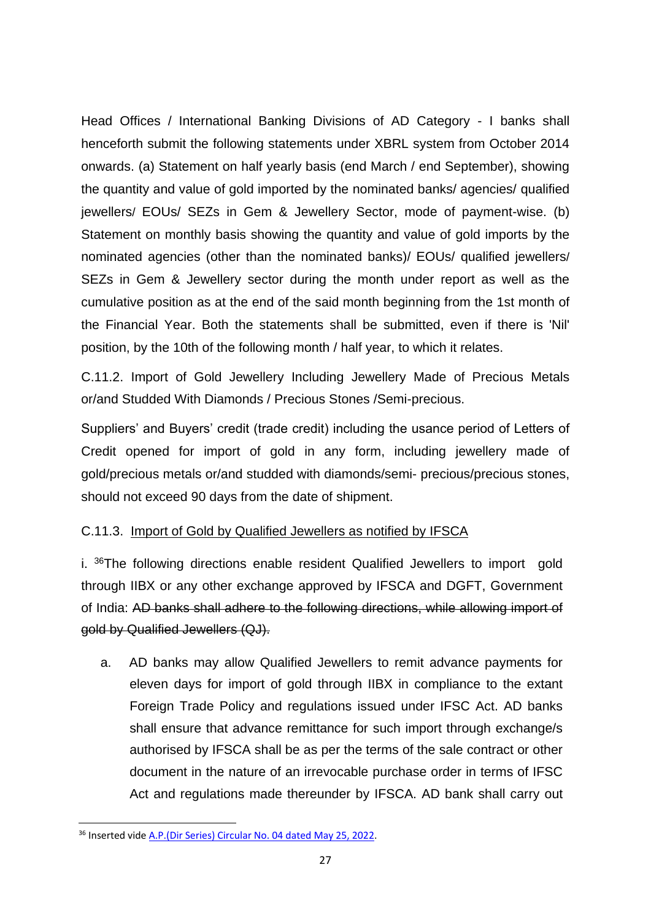Head Offices / International Banking Divisions of AD Category - I banks shall henceforth submit the following statements under XBRL system from October 2014 onwards. (a) Statement on half yearly basis (end March / end September), showing the quantity and value of gold imported by the nominated banks/ agencies/ qualified jewellers/ EOUs/ SEZs in Gem & Jewellery Sector, mode of payment-wise. (b) Statement on monthly basis showing the quantity and value of gold imports by the nominated agencies (other than the nominated banks)/ EOUs/ qualified jewellers/ SEZs in Gem & Jewellery sector during the month under report as well as the cumulative position as at the end of the said month beginning from the 1st month of the Financial Year. Both the statements shall be submitted, even if there is 'Nil' position, by the 10th of the following month / half year, to which it relates.

C.11.2. Import of Gold Jewellery Including Jewellery Made of Precious Metals or/and Studded With Diamonds / Precious Stones /Semi-precious.

Suppliers' and Buyers' credit (trade credit) including the usance period of Letters of Credit opened for import of gold in any form, including jewellery made of gold/precious metals or/and studded with diamonds/semi- precious/precious stones, should not exceed 90 days from the date of shipment.

C.11.3. <u>Import of Gold by Qualified Jewellers as notified by IFSCA</u>

i. [36]The following directions enable resident Qualified Jewellers to import gold through IIBX or any other exchange approved by IFSCA and DGFT, Government of India: ~~AD banks shall adhere to the following directions, while allowing import of gold by Qualified Jewellers (QJ).~~

a. AD banks may allow Qualified Jewellers to remit advance payments for eleven days for import of gold through IIBX in compliance to the extant Foreign Trade Policy and regulations issued under IFSC Act. AD banks shall ensure that advance remittance for such import through exchange/s authorised by IFSCA shall be as per the terms of the sale contract or other document in the nature of an irrevocable purchase order in terms of IFSC Act and regulations made thereunder by IFSCA. AD bank shall carry out

---

[36] Inserted vide A.P.(Dir Series) Circular No. 04 dated May 25, 2022.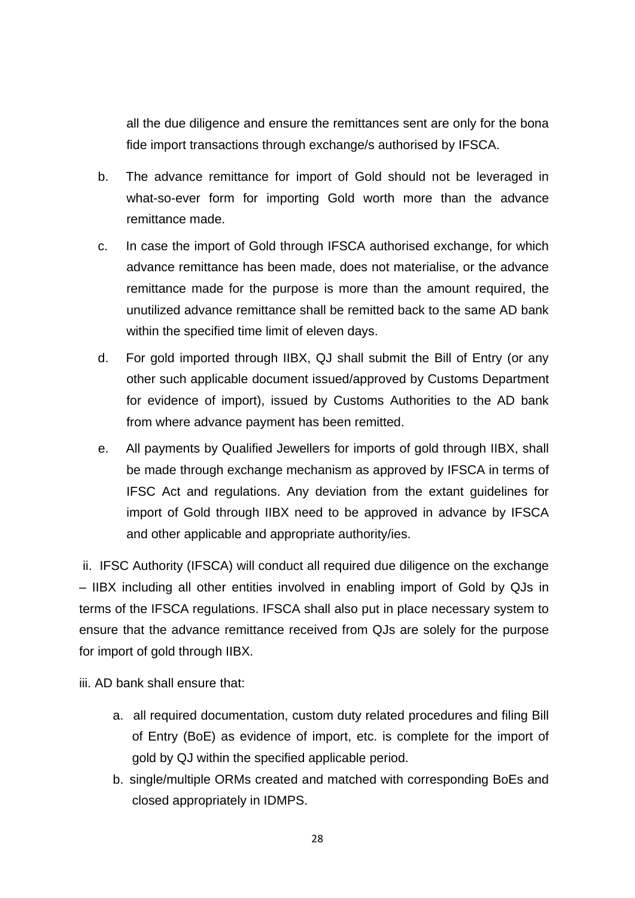all the due diligence and ensure the remittances sent are only for the bona fide import transactions through exchange/s authorised by IFSCA.

b. The advance remittance for import of Gold should not be leveraged in what-so-ever form for importing Gold worth more than the advance remittance made.

c. In case the import of Gold through IFSCA authorised exchange, for which advance remittance has been made, does not materialise, or the advance remittance made for the purpose is more than the amount required, the unutilized advance remittance shall be remitted back to the same AD bank within the specified time limit of eleven days.

d. For gold imported through IIBX, QJ shall submit the Bill of Entry (or any other such applicable document issued/approved by Customs Department for evidence of import), issued by Customs Authorities to the AD bank from where advance payment has been remitted.

e. All payments by Qualified Jewellers for imports of gold through IIBX, shall be made through exchange mechanism as approved by IFSCA in terms of IFSC Act and regulations. Any deviation from the extant guidelines for import of Gold through IIBX need to be approved in advance by IFSCA and other applicable and appropriate authority/ies.

ii. IFSC Authority (IFSCA) will conduct all required due diligence on the exchange – IIBX including all other entities involved in enabling import of Gold by QJs in terms of the IFSCA regulations. IFSCA shall also put in place necessary system to ensure that the advance remittance received from QJs are solely for the purpose for import of gold through IIBX.

iii. AD bank shall ensure that:

a. all required documentation, custom duty related procedures and filing Bill of Entry (BoE) as evidence of import, etc. is complete for the import of gold by QJ within the specified applicable period.

b. single/multiple ORMs created and matched with corresponding BoEs and closed appropriately in IDMPS.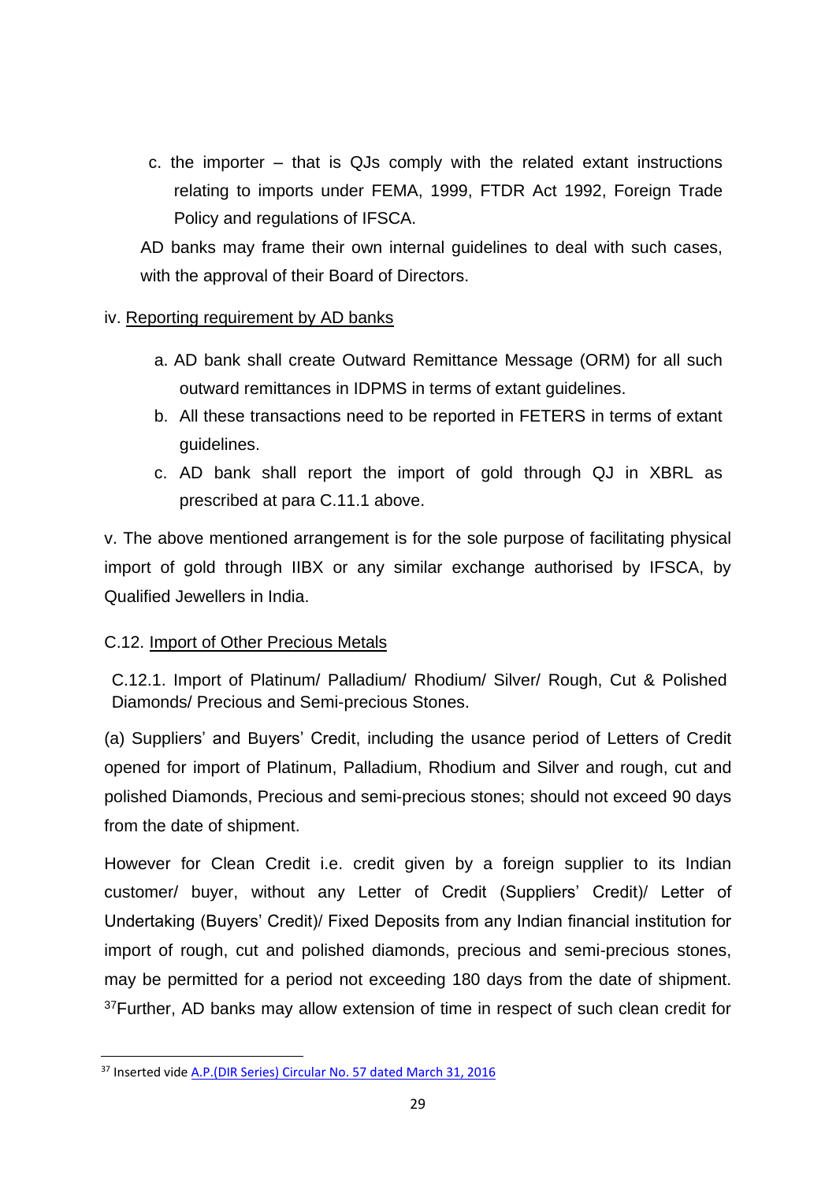c. the importer – that is QJs comply with the related extant instructions relating to imports under FEMA, 1999, FTDR Act 1992, Foreign Trade Policy and regulations of IFSCA.

AD banks may frame their own internal guidelines to deal with such cases, with the approval of their Board of Directors.

iv. Reporting requirement by AD banks

a. AD bank shall create Outward Remittance Message (ORM) for all such outward remittances in IDPMS in terms of extant guidelines.

b. All these transactions need to be reported in FETERS in terms of extant guidelines.

c. AD bank shall report the import of gold through QJ in XBRL as prescribed at para C.11.1 above.

v. The above mentioned arrangement is for the sole purpose of facilitating physical import of gold through IIBX or any similar exchange authorised by IFSCA, by Qualified Jewellers in India.

C.12. Import of Other Precious Metals

C.12.1. Import of Platinum/ Palladium/ Rhodium/ Silver/ Rough, Cut & Polished Diamonds/ Precious and Semi-precious Stones.

(a) Suppliers' and Buyers' Credit, including the usance period of Letters of Credit opened for import of Platinum, Palladium, Rhodium and Silver and rough, cut and polished Diamonds, Precious and semi-precious stones; should not exceed 90 days from the date of shipment.

However for Clean Credit i.e. credit given by a foreign supplier to its Indian customer/ buyer, without any Letter of Credit (Suppliers' Credit)/ Letter of Undertaking (Buyers' Credit)/ Fixed Deposits from any Indian financial institution for import of rough, cut and polished diamonds, precious and semi-precious stones, may be permitted for a period not exceeding 180 days from the date of shipment. [37]Further, AD banks may allow extension of time in respect of such clean credit for

---

[37] Inserted vide A.P.(DIR Series) Circular No. 57 dated March 31, 2016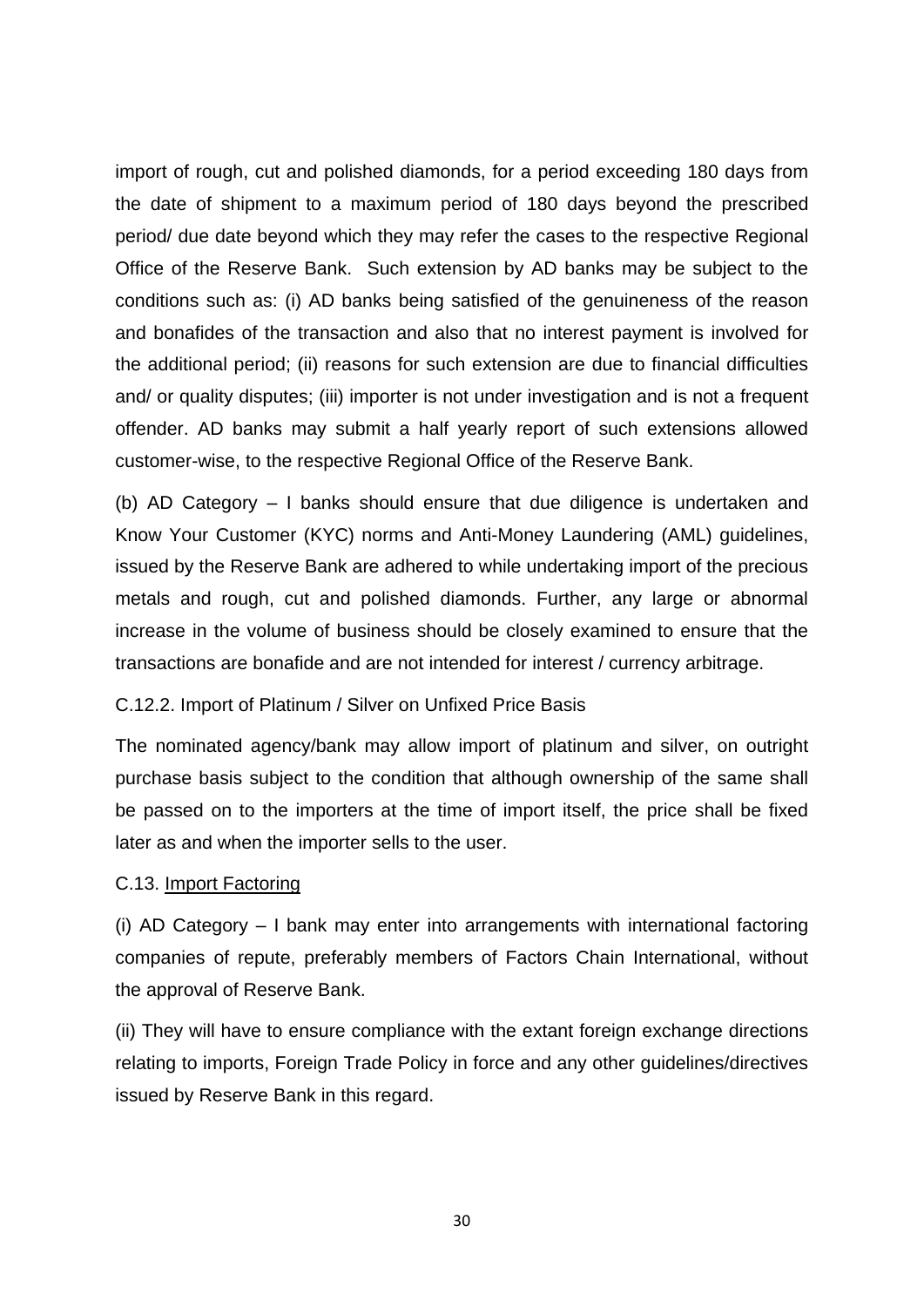import of rough, cut and polished diamonds, for a period exceeding 180 days from the date of shipment to a maximum period of 180 days beyond the prescribed period/ due date beyond which they may refer the cases to the respective Regional Office of the Reserve Bank. Such extension by AD banks may be subject to the conditions such as: (i) AD banks being satisfied of the genuineness of the reason and bonafides of the transaction and also that no interest payment is involved for the additional period; (ii) reasons for such extension are due to financial difficulties and/ or quality disputes; (iii) importer is not under investigation and is not a frequent offender. AD banks may submit a half yearly report of such extensions allowed customer-wise, to the respective Regional Office of the Reserve Bank.

(b) AD Category – I banks should ensure that due diligence is undertaken and Know Your Customer (KYC) norms and Anti-Money Laundering (AML) guidelines, issued by the Reserve Bank are adhered to while undertaking import of the precious metals and rough, cut and polished diamonds. Further, any large or abnormal increase in the volume of business should be closely examined to ensure that the transactions are bonafide and are not intended for interest / currency arbitrage.

C.12.2. Import of Platinum / Silver on Unfixed Price Basis

The nominated agency/bank may allow import of platinum and silver, on outright purchase basis subject to the condition that although ownership of the same shall be passed on to the importers at the time of import itself, the price shall be fixed later as and when the importer sells to the user.

C.13. Import Factoring

(i) AD Category – I bank may enter into arrangements with international factoring companies of repute, preferably members of Factors Chain International, without the approval of Reserve Bank.

(ii) They will have to ensure compliance with the extant foreign exchange directions relating to imports, Foreign Trade Policy in force and any other guidelines/directives issued by Reserve Bank in this regard.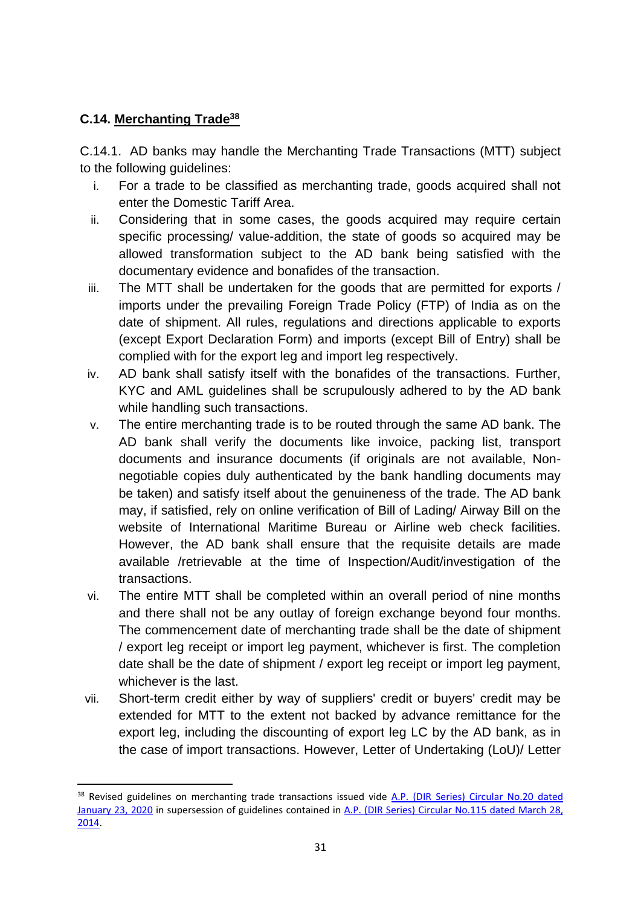### C.14. Merchanting Trade[38]

C.14.1. AD banks may handle the Merchanting Trade Transactions (MTT) subject to the following guidelines:

i. For a trade to be classified as merchanting trade, goods acquired shall not enter the Domestic Tariff Area.

ii. Considering that in some cases, the goods acquired may require certain specific processing/ value-addition, the state of goods so acquired may be allowed transformation subject to the AD bank being satisfied with the documentary evidence and bonafides of the transaction.

iii. The MTT shall be undertaken for the goods that are permitted for exports / imports under the prevailing Foreign Trade Policy (FTP) of India as on the date of shipment. All rules, regulations and directions applicable to exports (except Export Declaration Form) and imports (except Bill of Entry) shall be complied with for the export leg and import leg respectively.

iv. AD bank shall satisfy itself with the bonafides of the transactions. Further, KYC and AML guidelines shall be scrupulously adhered to by the AD bank while handling such transactions.

v. The entire merchanting trade is to be routed through the same AD bank. The AD bank shall verify the documents like invoice, packing list, transport documents and insurance documents (if originals are not available, Non-negotiable copies duly authenticated by the bank handling documents may be taken) and satisfy itself about the genuineness of the trade. The AD bank may, if satisfied, rely on online verification of Bill of Lading/ Airway Bill on the website of International Maritime Bureau or Airline web check facilities. However, the AD bank shall ensure that the requisite details are made available /retrievable at the time of Inspection/Audit/investigation of the transactions.

vi. The entire MTT shall be completed within an overall period of nine months and there shall not be any outlay of foreign exchange beyond four months. The commencement date of merchanting trade shall be the date of shipment / export leg receipt or import leg payment, whichever is first. The completion date shall be the date of shipment / export leg receipt or import leg payment, whichever is the last.

vii. Short-term credit either by way of suppliers' credit or buyers' credit may be extended for MTT to the extent not backed by advance remittance for the export leg, including the discounting of export leg LC by the AD bank, as in the case of import transactions. However, Letter of Undertaking (LoU)/ Letter

---

[38] Revised guidelines on merchanting trade transactions issued vide A.P. (DIR Series) Circular No.20 dated January 23, 2020 in supersession of guidelines contained in A.P. (DIR Series) Circular No.115 dated March 28, 2014.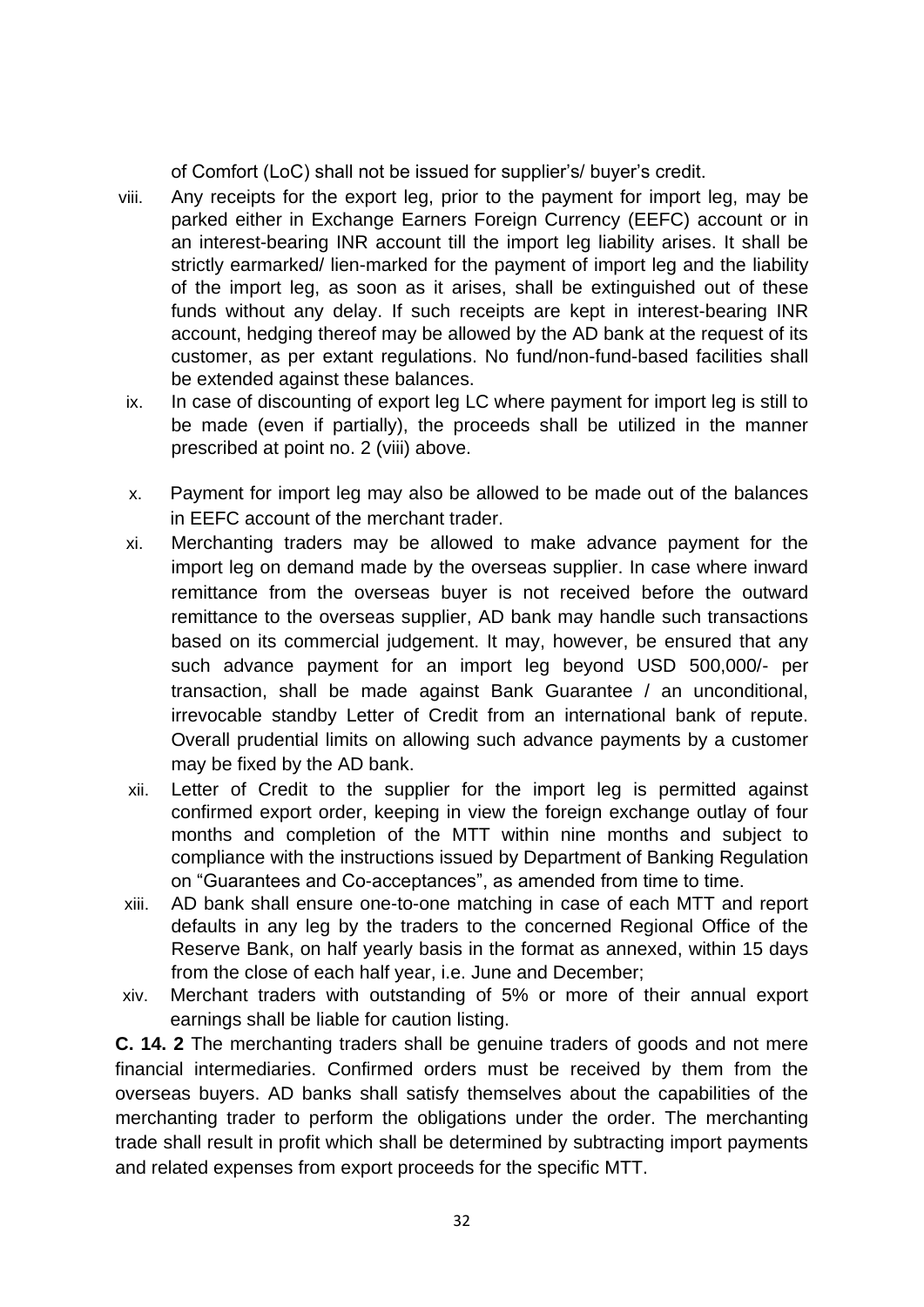of Comfort (LoC) shall not be issued for supplier's/ buyer's credit.

viii. Any receipts for the export leg, prior to the payment for import leg, may be parked either in Exchange Earners Foreign Currency (EEFC) account or in an interest-bearing INR account till the import leg liability arises. It shall be strictly earmarked/ lien-marked for the payment of import leg and the liability of the import leg, as soon as it arises, shall be extinguished out of these funds without any delay. If such receipts are kept in interest-bearing INR account, hedging thereof may be allowed by the AD bank at the request of its customer, as per extant regulations. No fund/non-fund-based facilities shall be extended against these balances.

ix. In case of discounting of export leg LC where payment for import leg is still to be made (even if partially), the proceeds shall be utilized in the manner prescribed at point no. 2 (viii) above.

x. Payment for import leg may also be allowed to be made out of the balances in EEFC account of the merchant trader.

xi. Merchanting traders may be allowed to make advance payment for the import leg on demand made by the overseas supplier. In case where inward remittance from the overseas buyer is not received before the outward remittance to the overseas supplier, AD bank may handle such transactions based on its commercial judgement. It may, however, be ensured that any such advance payment for an import leg beyond USD 500,000/- per transaction, shall be made against Bank Guarantee / an unconditional, irrevocable standby Letter of Credit from an international bank of repute. Overall prudential limits on allowing such advance payments by a customer may be fixed by the AD bank.

xii. Letter of Credit to the supplier for the import leg is permitted against confirmed export order, keeping in view the foreign exchange outlay of four months and completion of the MTT within nine months and subject to compliance with the instructions issued by Department of Banking Regulation on "Guarantees and Co-acceptances", as amended from time to time.

xiii. AD bank shall ensure one-to-one matching in case of each MTT and report defaults in any leg by the traders to the concerned Regional Office of the Reserve Bank, on half yearly basis in the format as annexed, within 15 days from the close of each half year, i.e. June and December;

xiv. Merchant traders with outstanding of 5% or more of their annual export earnings shall be liable for caution listing.

**C. 14. 2** The merchanting traders shall be genuine traders of goods and not mere financial intermediaries. Confirmed orders must be received by them from the overseas buyers. AD banks shall satisfy themselves about the capabilities of the merchanting trader to perform the obligations under the order. The merchanting trade shall result in profit which shall be determined by subtracting import payments and related expenses from export proceeds for the specific MTT.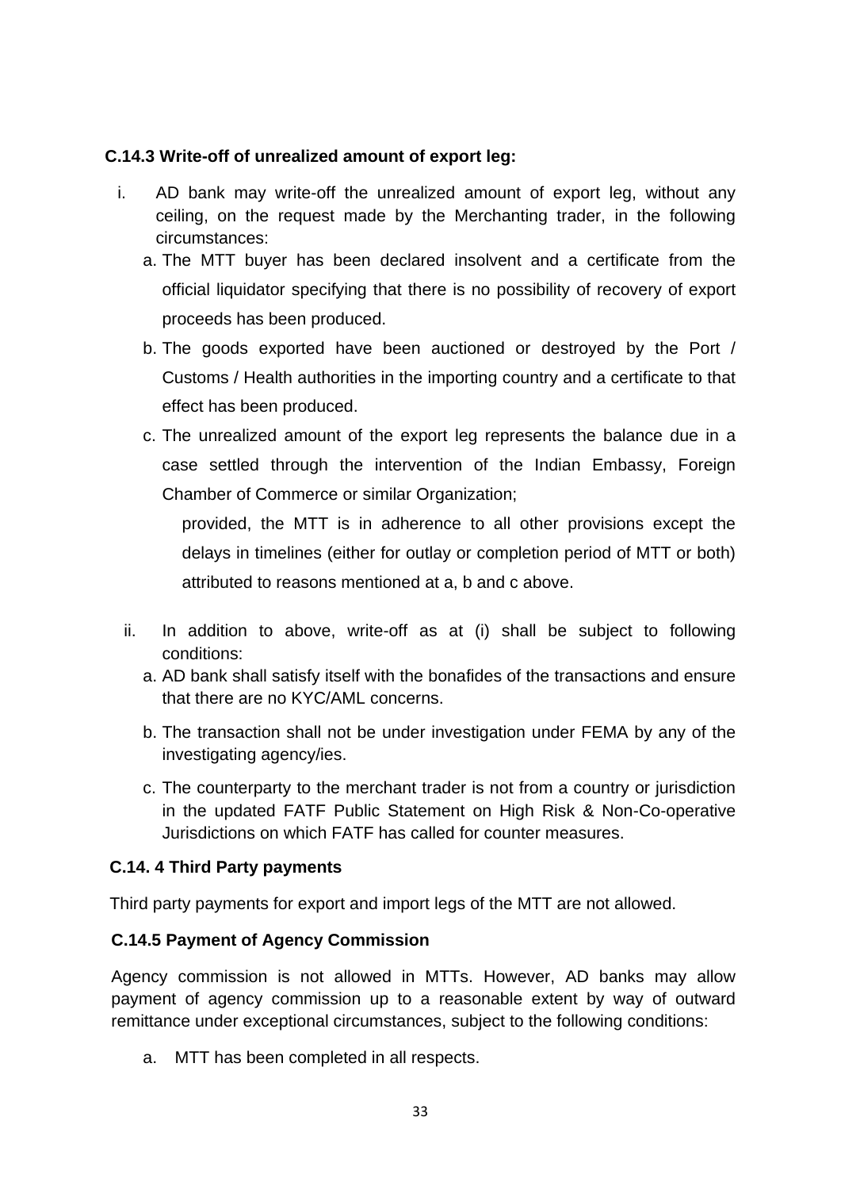### C.14.3 Write-off of unrealized amount of export leg:

i. AD bank may write-off the unrealized amount of export leg, without any ceiling, on the request made by the Merchanting trader, in the following circumstances:

   a. The MTT buyer has been declared insolvent and a certificate from the official liquidator specifying that there is no possibility of recovery of export proceeds has been produced.

   b. The goods exported have been auctioned or destroyed by the Port / Customs / Health authorities in the importing country and a certificate to that effect has been produced.

   c. The unrealized amount of the export leg represents the balance due in a case settled through the intervention of the Indian Embassy, Foreign Chamber of Commerce or similar Organization;

      provided, the MTT is in adherence to all other provisions except the delays in timelines (either for outlay or completion period of MTT or both) attributed to reasons mentioned at a, b and c above.

ii. In addition to above, write-off as at (i) shall be subject to following conditions:

   a. AD bank shall satisfy itself with the bonafides of the transactions and ensure that there are no KYC/AML concerns.

   b. The transaction shall not be under investigation under FEMA by any of the investigating agency/ies.

   c. The counterparty to the merchant trader is not from a country or jurisdiction in the updated FATF Public Statement on High Risk & Non-Co-operative Jurisdictions on which FATF has called for counter measures.

### C.14. 4 Third Party payments

Third party payments for export and import legs of the MTT are not allowed.

### C.14.5 Payment of Agency Commission

Agency commission is not allowed in MTTs. However, AD banks may allow payment of agency commission up to a reasonable extent by way of outward remittance under exceptional circumstances, subject to the following conditions:

a. MTT has been completed in all respects.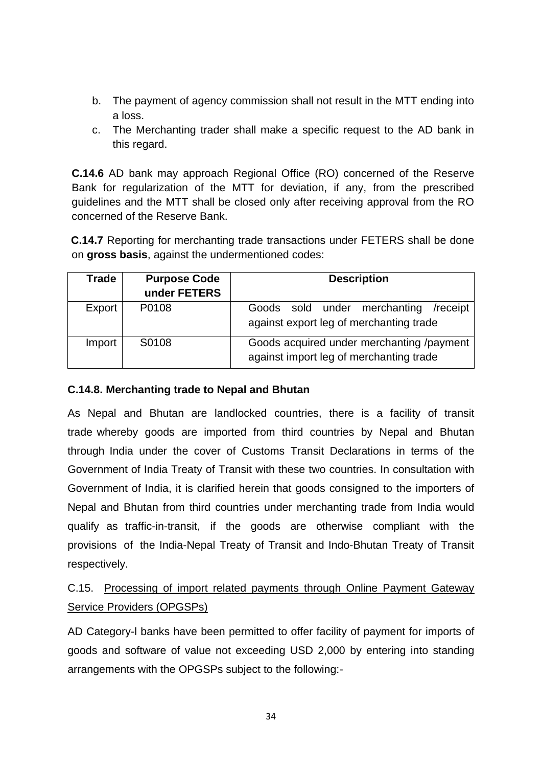b. The payment of agency commission shall not result in the MTT ending into a loss.
c. The Merchanting trader shall make a specific request to the AD bank in this regard.

**C.14.6** AD bank may approach Regional Office (RO) concerned of the Reserve Bank for regularization of the MTT for deviation, if any, from the prescribed guidelines and the MTT shall be closed only after receiving approval from the RO concerned of the Reserve Bank.

**C.14.7** Reporting for merchanting trade transactions under FETERS shall be done on **gross basis**, against the undermentioned codes:

| Trade | Purpose Code under FETERS | Description |
|---|---|---|
| Export | P0108 | Goods sold under merchanting /receipt against export leg of merchanting trade |
| Import | S0108 | Goods acquired under merchanting /payment against import leg of merchanting trade |

**C.14.8. Merchanting trade to Nepal and Bhutan**

As Nepal and Bhutan are landlocked countries, there is a facility of transit trade whereby goods are imported from third countries by Nepal and Bhutan through India under the cover of Customs Transit Declarations in terms of the Government of India Treaty of Transit with these two countries. In consultation with Government of India, it is clarified herein that goods consigned to the importers of Nepal and Bhutan from third countries under merchanting trade from India would qualify as traffic-in-transit, if the goods are otherwise compliant with the provisions of the India-Nepal Treaty of Transit and Indo-Bhutan Treaty of Transit respectively.

C.15. Processing of import related payments through Online Payment Gateway Service Providers (OPGSPs)

AD Category-I banks have been permitted to offer facility of payment for imports of goods and software of value not exceeding USD 2,000 by entering into standing arrangements with the OPGSPs subject to the following:-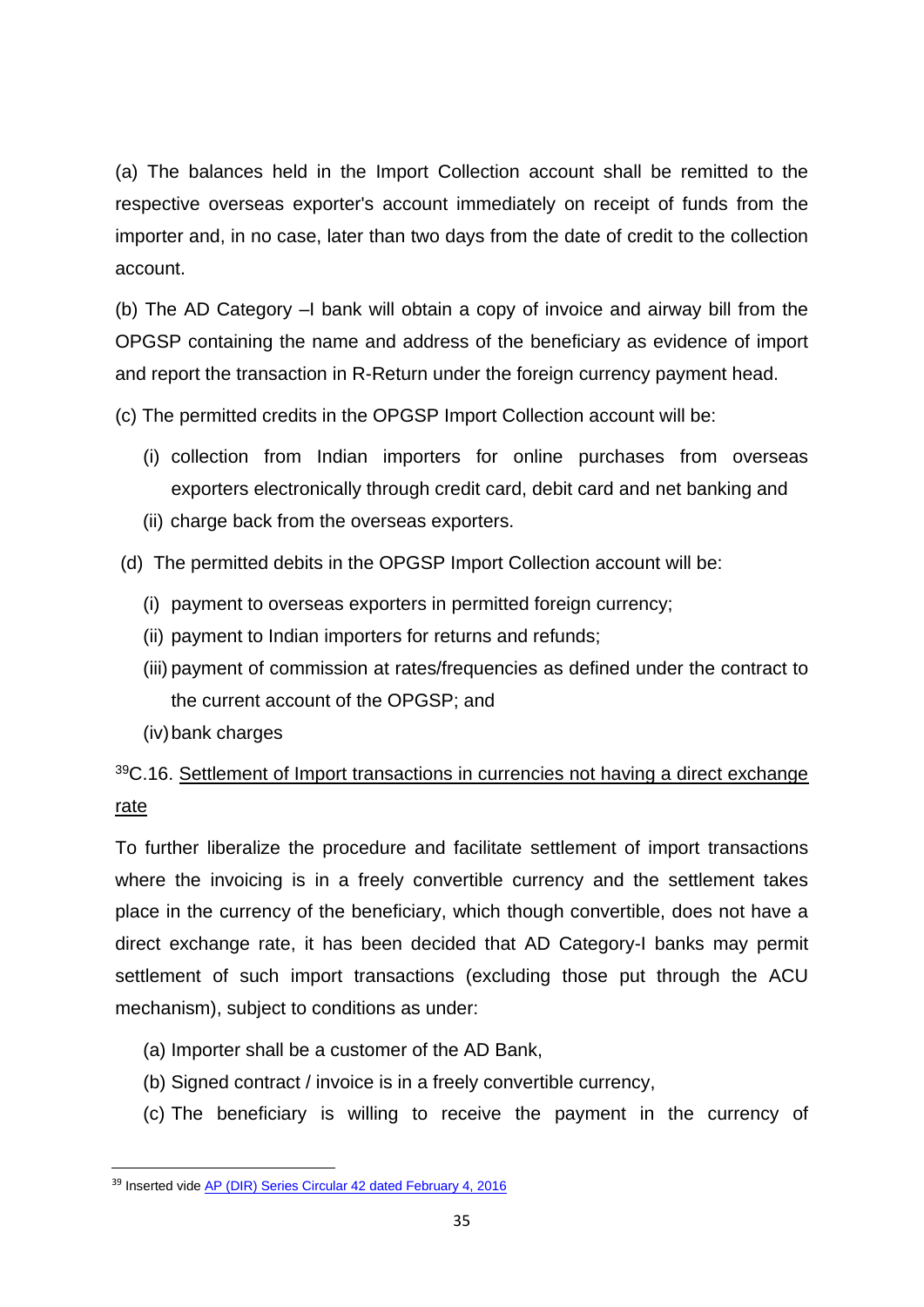(a) The balances held in the Import Collection account shall be remitted to the respective overseas exporter's account immediately on receipt of funds from the importer and, in no case, later than two days from the date of credit to the collection account.

(b) The AD Category –I bank will obtain a copy of invoice and airway bill from the OPGSP containing the name and address of the beneficiary as evidence of import and report the transaction in R-Return under the foreign currency payment head.

(c) The permitted credits in the OPGSP Import Collection account will be:

(i) collection from Indian importers for online purchases from overseas exporters electronically through credit card, debit card and net banking and

(ii) charge back from the overseas exporters.

(d) The permitted debits in the OPGSP Import Collection account will be:

(i) payment to overseas exporters in permitted foreign currency;

(ii) payment to Indian importers for returns and refunds;

(iii) payment of commission at rates/frequencies as defined under the contract to the current account of the OPGSP; and

(iv) bank charges

[39]C.16. Settlement of Import transactions in currencies not having a direct exchange rate

To further liberalize the procedure and facilitate settlement of import transactions where the invoicing is in a freely convertible currency and the settlement takes place in the currency of the beneficiary, which though convertible, does not have a direct exchange rate, it has been decided that AD Category-I banks may permit settlement of such import transactions (excluding those put through the ACU mechanism), subject to conditions as under:

(a) Importer shall be a customer of the AD Bank,

(b) Signed contract / invoice is in a freely convertible currency,

(c) The beneficiary is willing to receive the payment in the currency of

---

[39] Inserted vide AP (DIR) Series Circular 42 dated February 4, 2016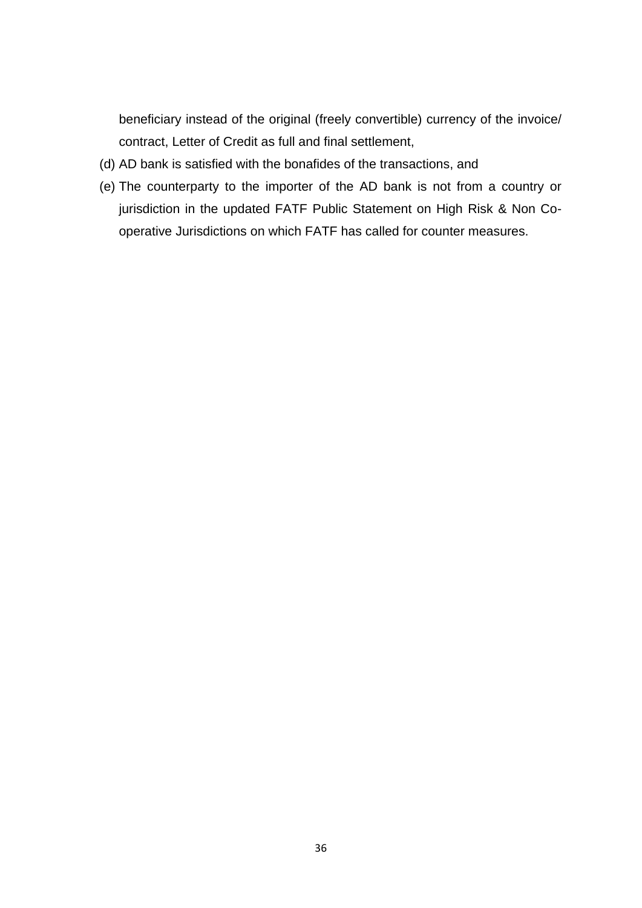beneficiary instead of the original (freely convertible) currency of the invoice/ contract, Letter of Credit as full and final settlement,

(d) AD bank is satisfied with the bonafides of the transactions, and

(e) The counterparty to the importer of the AD bank is not from a country or jurisdiction in the updated FATF Public Statement on High Risk & Non Co-operative Jurisdictions on which FATF has called for counter measures.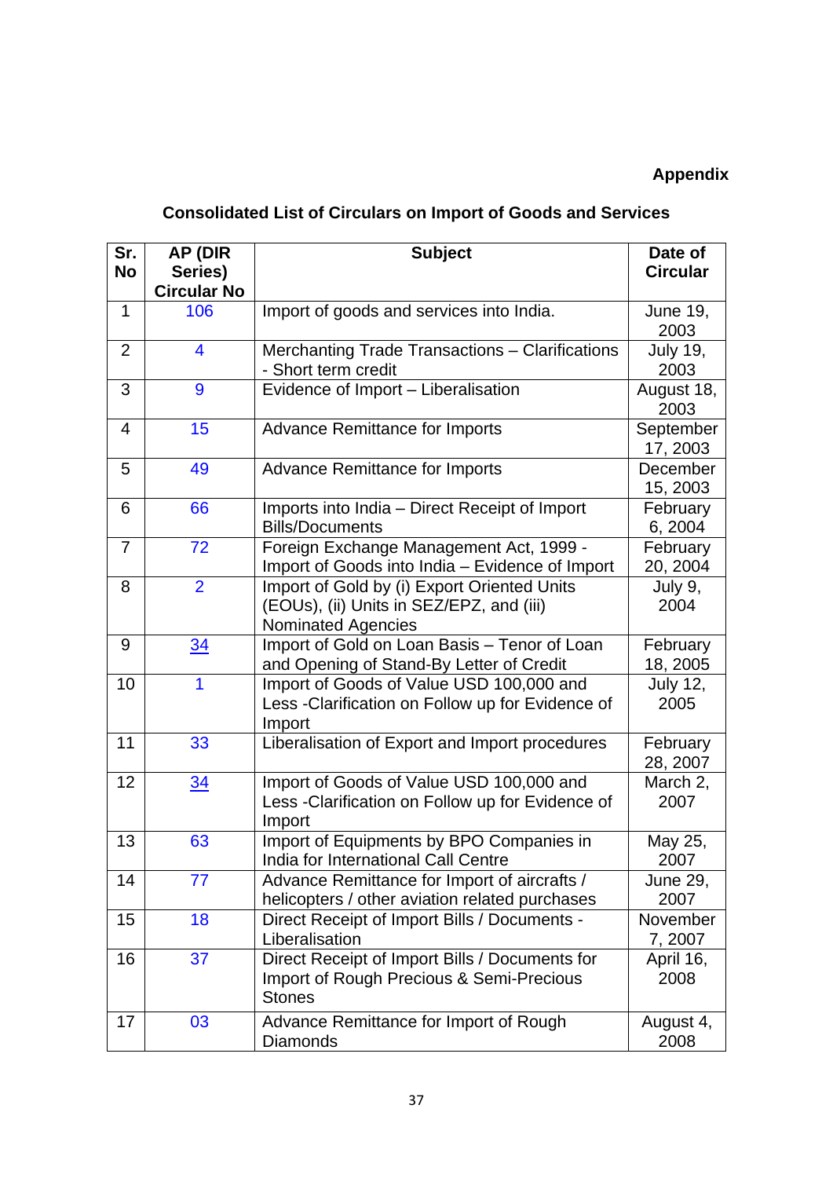**Appendix**

## Consolidated List of Circulars on Import of Goods and Services

| Sr. No | AP (DIR Series) Circular No | Subject | Date of Circular |
|---|---|---|---|
| 1 | 106 | Import of goods and services into India. | June 19, 2003 |
| 2 | 4 | Merchanting Trade Transactions – Clarifications - Short term credit | July 19, 2003 |
| 3 | 9 | Evidence of Import – Liberalisation | August 18, 2003 |
| 4 | 15 | Advance Remittance for Imports | September 17, 2003 |
| 5 | 49 | Advance Remittance for Imports | December 15, 2003 |
| 6 | 66 | Imports into India – Direct Receipt of Import Bills/Documents | February 6, 2004 |
| 7 | 72 | Foreign Exchange Management Act, 1999 - Import of Goods into India – Evidence of Import | February 20, 2004 |
| 8 | 2 | Import of Gold by (i) Export Oriented Units (EOUs), (ii) Units in SEZ/EPZ, and (iii) Nominated Agencies | July 9, 2004 |
| 9 | 34 | Import of Gold on Loan Basis – Tenor of Loan and Opening of Stand-By Letter of Credit | February 18, 2005 |
| 10 | 1 | Import of Goods of Value USD 100,000 and Less -Clarification on Follow up for Evidence of Import | July 12, 2005 |
| 11 | 33 | Liberalisation of Export and Import procedures | February 28, 2007 |
| 12 | 34 | Import of Goods of Value USD 100,000 and Less -Clarification on Follow up for Evidence of Import | March 2, 2007 |
| 13 | 63 | Import of Equipments by BPO Companies in India for International Call Centre | May 25, 2007 |
| 14 | 77 | Advance Remittance for Import of aircrafts / helicopters / other aviation related purchases | June 29, 2007 |
| 15 | 18 | Direct Receipt of Import Bills / Documents - Liberalisation | November 7, 2007 |
| 16 | 37 | Direct Receipt of Import Bills / Documents for Import of Rough Precious & Semi-Precious Stones | April 16, 2008 |
| 17 | 03 | Advance Remittance for Import of Rough Diamonds | August 4, 2008 |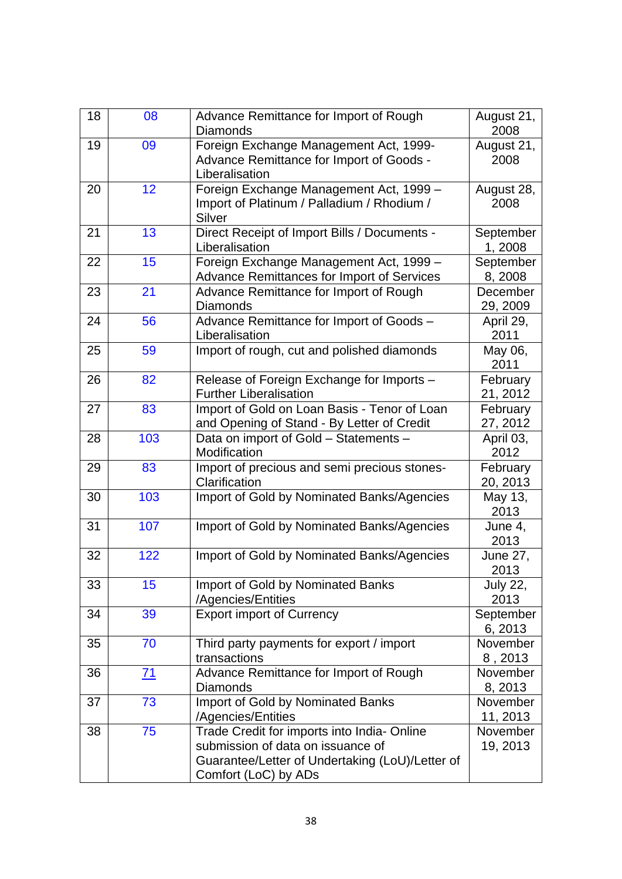| | | | |
|---|---|---|---|
| 18 | 08 | Advance Remittance for Import of Rough Diamonds | August 21, 2008 |
| 19 | 09 | Foreign Exchange Management Act, 1999- Advance Remittance for Import of Goods - Liberalisation | August 21, 2008 |
| 20 | 12 | Foreign Exchange Management Act, 1999 – Import of Platinum / Palladium / Rhodium / Silver | August 28, 2008 |
| 21 | 13 | Direct Receipt of Import Bills / Documents - Liberalisation | September 1, 2008 |
| 22 | 15 | Foreign Exchange Management Act, 1999 – Advance Remittances for Import of Services | September 8, 2008 |
| 23 | 21 | Advance Remittance for Import of Rough Diamonds | December 29, 2009 |
| 24 | 56 | Advance Remittance for Import of Goods – Liberalisation | April 29, 2011 |
| 25 | 59 | Import of rough, cut and polished diamonds | May 06, 2011 |
| 26 | 82 | Release of Foreign Exchange for Imports – Further Liberalisation | February 21, 2012 |
| 27 | 83 | Import of Gold on Loan Basis - Tenor of Loan and Opening of Stand - By Letter of Credit | February 27, 2012 |
| 28 | 103 | Data on import of Gold – Statements – Modification | April 03, 2012 |
| 29 | 83 | Import of precious and semi precious stones- Clarification | February 20, 2013 |
| 30 | 103 | Import of Gold by Nominated Banks/Agencies | May 13, 2013 |
| 31 | 107 | Import of Gold by Nominated Banks/Agencies | June 4, 2013 |
| 32 | 122 | Import of Gold by Nominated Banks/Agencies | June 27, 2013 |
| 33 | 15 | Import of Gold by Nominated Banks /Agencies/Entities | July 22, 2013 |
| 34 | 39 | Export import of Currency | September 6, 2013 |
| 35 | 70 | Third party payments for export / import transactions | November 8 , 2013 |
| 36 | 71 | Advance Remittance for Import of Rough Diamonds | November 8, 2013 |
| 37 | 73 | Import of Gold by Nominated Banks /Agencies/Entities | November 11, 2013 |
| 38 | 75 | Trade Credit for imports into India- Online submission of data on issuance of Guarantee/Letter of Undertaking (LoU)/Letter of Comfort (LoC) by ADs | November 19, 2013 |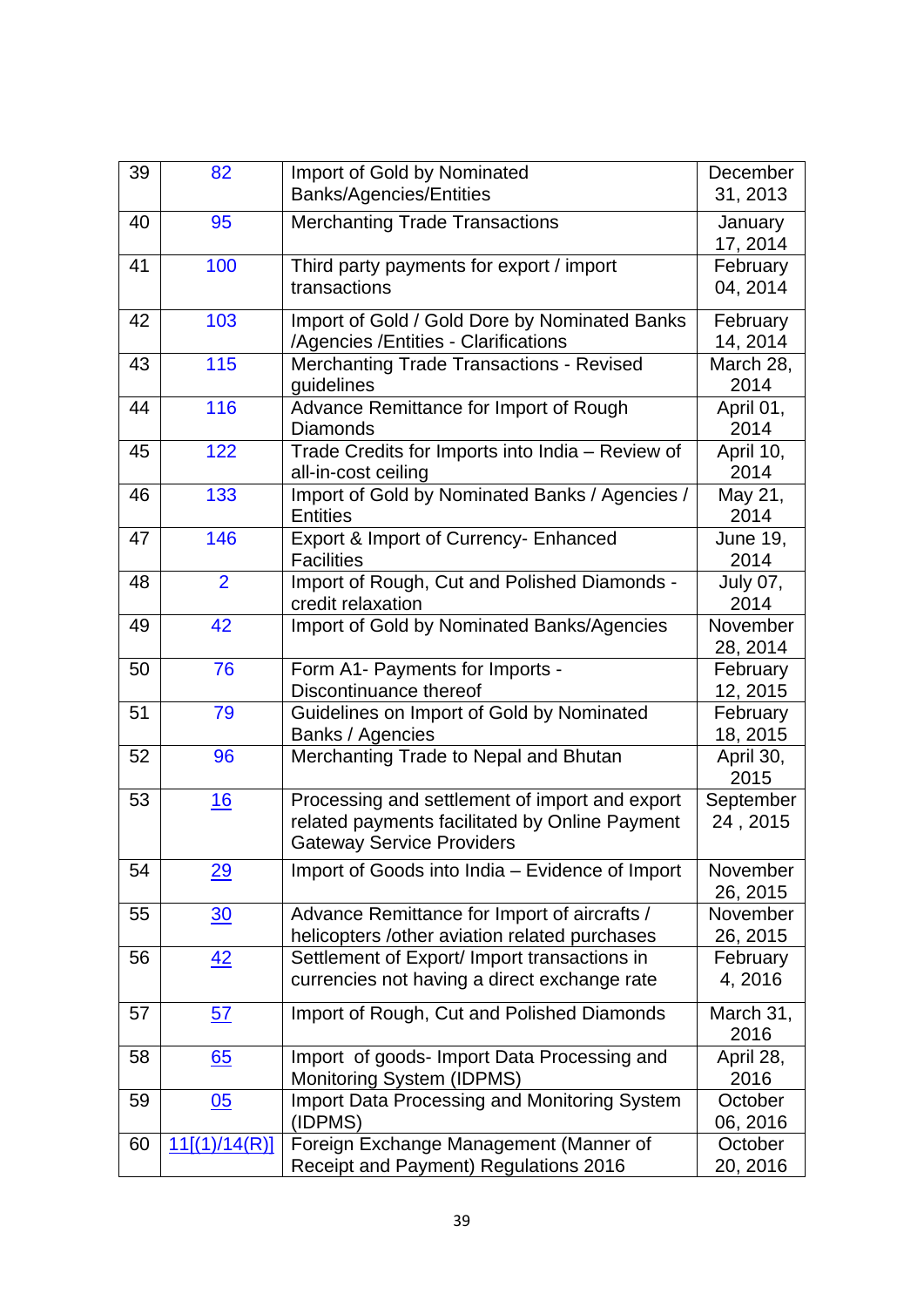| 39 | 82 | Import of Gold by Nominated Banks/Agencies/Entities | December 31, 2013 |
|---|---|---|---|
| 40 | 95 | Merchanting Trade Transactions | January 17, 2014 |
| 41 | 100 | Third party payments for export / import transactions | February 04, 2014 |
| 42 | 103 | Import of Gold / Gold Dore by Nominated Banks /Agencies /Entities - Clarifications | February 14, 2014 |
| 43 | 115 | Merchanting Trade Transactions - Revised guidelines | March 28, 2014 |
| 44 | 116 | Advance Remittance for Import of Rough Diamonds | April 01, 2014 |
| 45 | 122 | Trade Credits for Imports into India – Review of all-in-cost ceiling | April 10, 2014 |
| 46 | 133 | Import of Gold by Nominated Banks / Agencies / Entities | May 21, 2014 |
| 47 | 146 | Export & Import of Currency- Enhanced Facilities | June 19, 2014 |
| 48 | 2 | Import of Rough, Cut and Polished Diamonds - credit relaxation | July 07, 2014 |
| 49 | 42 | Import of Gold by Nominated Banks/Agencies | November 28, 2014 |
| 50 | 76 | Form A1- Payments for Imports - Discontinuance thereof | February 12, 2015 |
| 51 | 79 | Guidelines on Import of Gold by Nominated Banks / Agencies | February 18, 2015 |
| 52 | 96 | Merchanting Trade to Nepal and Bhutan | April 30, 2015 |
| 53 | 16 | Processing and settlement of import and export related payments facilitated by Online Payment Gateway Service Providers | September 24 , 2015 |
| 54 | 29 | Import of Goods into India – Evidence of Import | November 26, 2015 |
| 55 | 30 | Advance Remittance for Import of aircrafts / helicopters /other aviation related purchases | November 26, 2015 |
| 56 | 42 | Settlement of Export/ Import transactions in currencies not having a direct exchange rate | February 4, 2016 |
| 57 | 57 | Import of Rough, Cut and Polished Diamonds | March 31, 2016 |
| 58 | 65 | Import of goods- Import Data Processing and Monitoring System (IDPMS) | April 28, 2016 |
| 59 | 05 | Import Data Processing and Monitoring System (IDPMS) | October 06, 2016 |
| 60 | 11[(1)/14(R)] | Foreign Exchange Management (Manner of Receipt and Payment) Regulations 2016 | October 20, 2016 |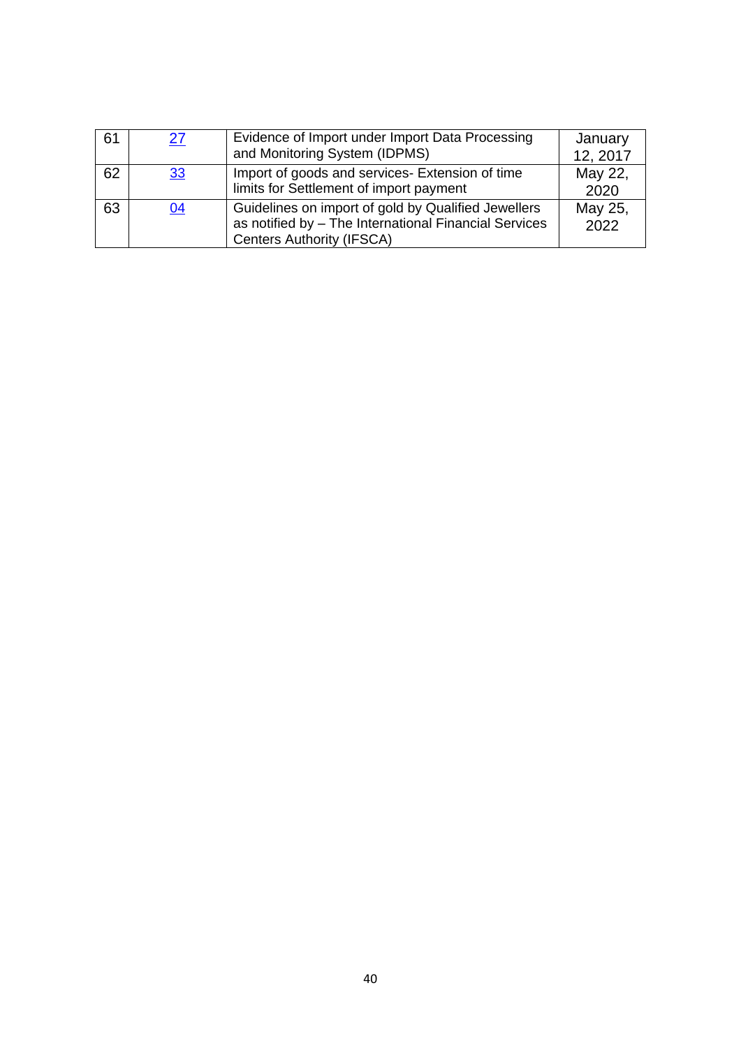| | | | |
|---|---|---|---|
| 61 | 27 | Evidence of Import under Import Data Processing and Monitoring System (IDPMS) | January 12, 2017 |
| 62 | 33 | Import of goods and services- Extension of time limits for Settlement of import payment | May 22, 2020 |
| 63 | 04 | Guidelines on import of gold by Qualified Jewellers as notified by – The International Financial Services Centers Authority (IFSCA) | May 25, 2022 |